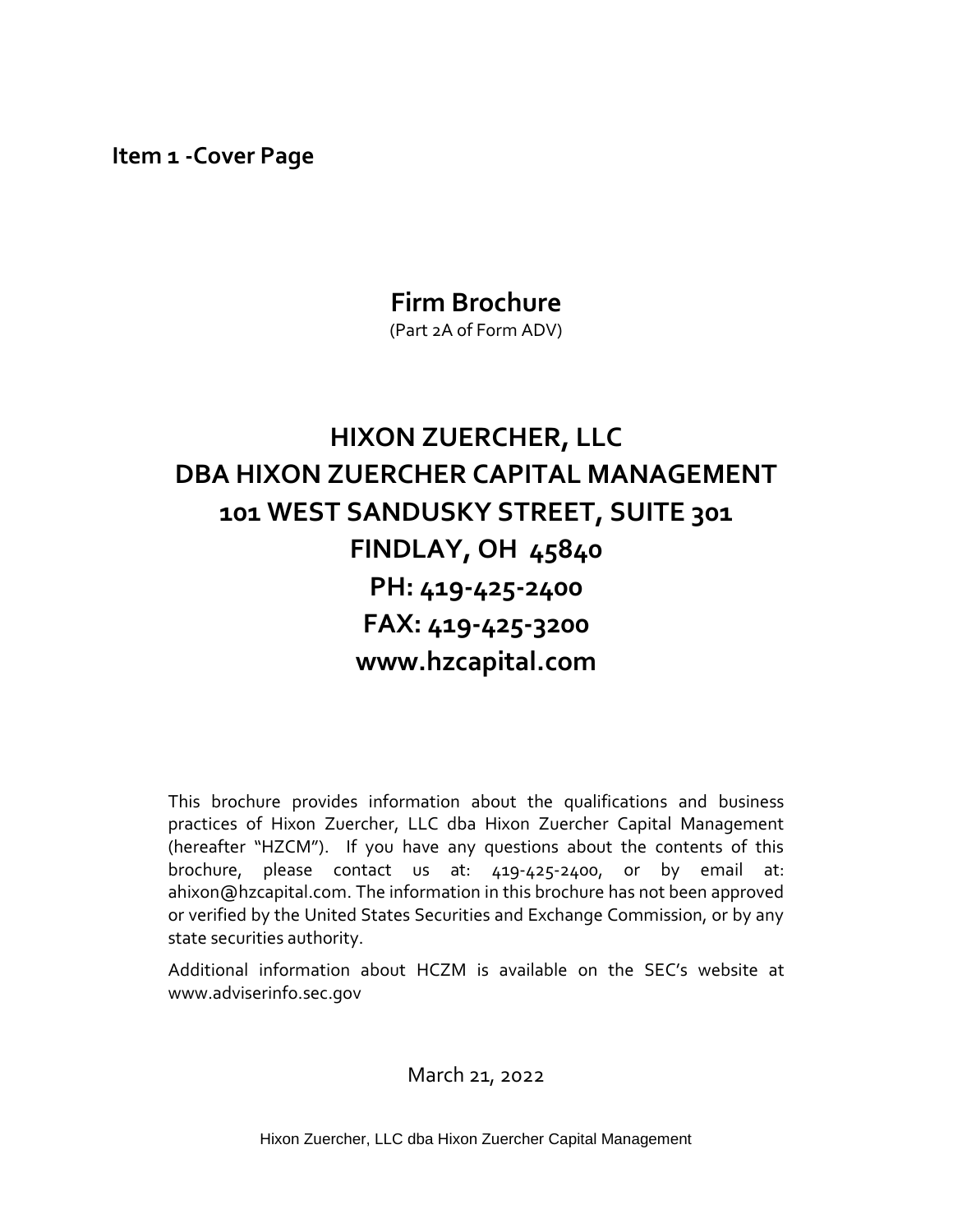**Item 1 -Cover Page**

# Firm Brochure

(Part 2A of Form ADV)

## HIXON ZUERCHER, LLC
## DBA HIXON ZUERCHER CAPITAL MANAGEMENT
## 101 WEST SANDUSKY STREET, SUITE 301
## FINDLAY, OH 45840
## PH: 419-425-2400
## FAX: 419-425-3200
## www.hzcapital.com

This brochure provides information about the qualifications and business practices of Hixon Zuercher, LLC dba Hixon Zuercher Capital Management (hereafter "HZCM"). If you have any questions about the contents of this brochure, please contact us at: 419-425-2400, or by email at: ahixon@hzcapital.com. The information in this brochure has not been approved or verified by the United States Securities and Exchange Commission, or by any state securities authority.

Additional information about HCZM is available on the SEC's website at www.adviserinfo.sec.gov

March 21, 2022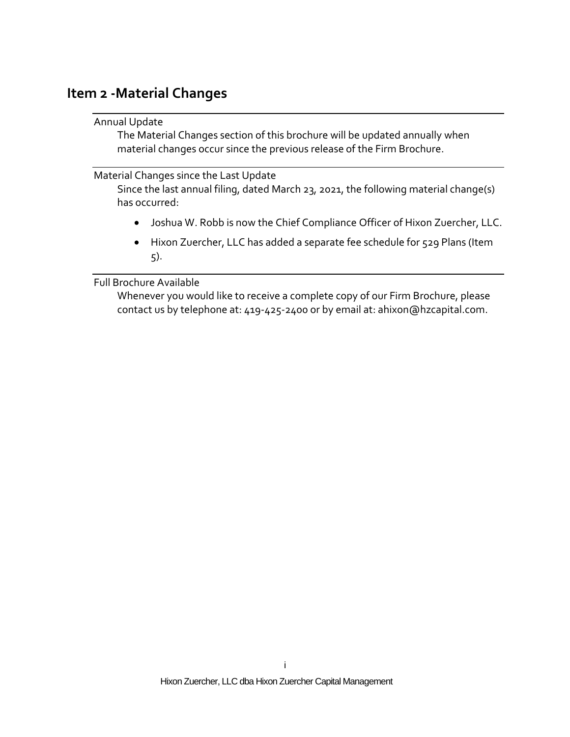## Item 2 -Material Changes

Annual Update

The Material Changes section of this brochure will be updated annually when material changes occur since the previous release of the Firm Brochure.

Material Changes since the Last Update

Since the last annual filing, dated March 23, 2021, the following material change(s) has occurred:

- Joshua W. Robb is now the Chief Compliance Officer of Hixon Zuercher, LLC.
- Hixon Zuercher, LLC has added a separate fee schedule for 529 Plans (Item 5).

Full Brochure Available

Whenever you would like to receive a complete copy of our Firm Brochure, please contact us by telephone at: 419-425-2400 or by email at: ahixon@hzcapital.com.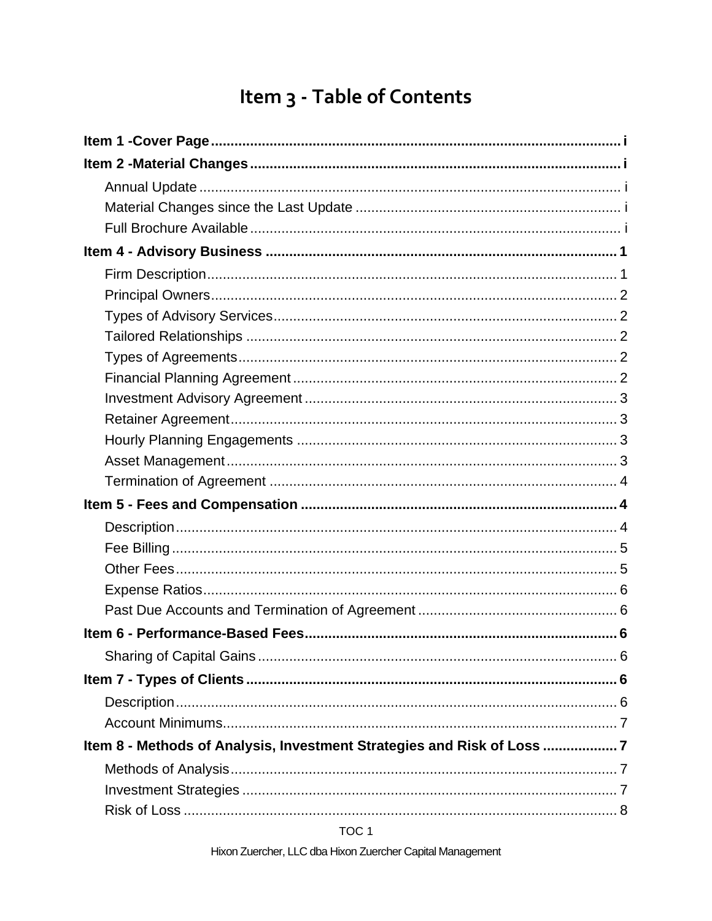# Item 3 - Table of Contents

**Item 1 -Cover Page** ........ i

**Item 2 -Material Changes** ........ i

- Annual Update ........ i
- Material Changes since the Last Update ........ i
- Full Brochure Available ........ i

**Item 4 - Advisory Business** ........ 1

- Firm Description ........ 1
- Principal Owners ........ 2
- Types of Advisory Services ........ 2
- Tailored Relationships ........ 2
- Types of Agreements ........ 2
- Financial Planning Agreement ........ 2
- Investment Advisory Agreement ........ 3
- Retainer Agreement ........ 3
- Hourly Planning Engagements ........ 3
- Asset Management ........ 3
- Termination of Agreement ........ 4

**Item 5 - Fees and Compensation** ........ 4

- Description ........ 4
- Fee Billing ........ 5
- Other Fees ........ 5
- Expense Ratios ........ 6
- Past Due Accounts and Termination of Agreement ........ 6

**Item 6 - Performance-Based Fees** ........ 6

- Sharing of Capital Gains ........ 6

**Item 7 - Types of Clients** ........ 6

- Description ........ 6
- Account Minimums ........ 7

**Item 8 - Methods of Analysis, Investment Strategies and Risk of Loss** ........ 7

- Methods of Analysis ........ 7
- Investment Strategies ........ 7
- Risk of Loss ........ 8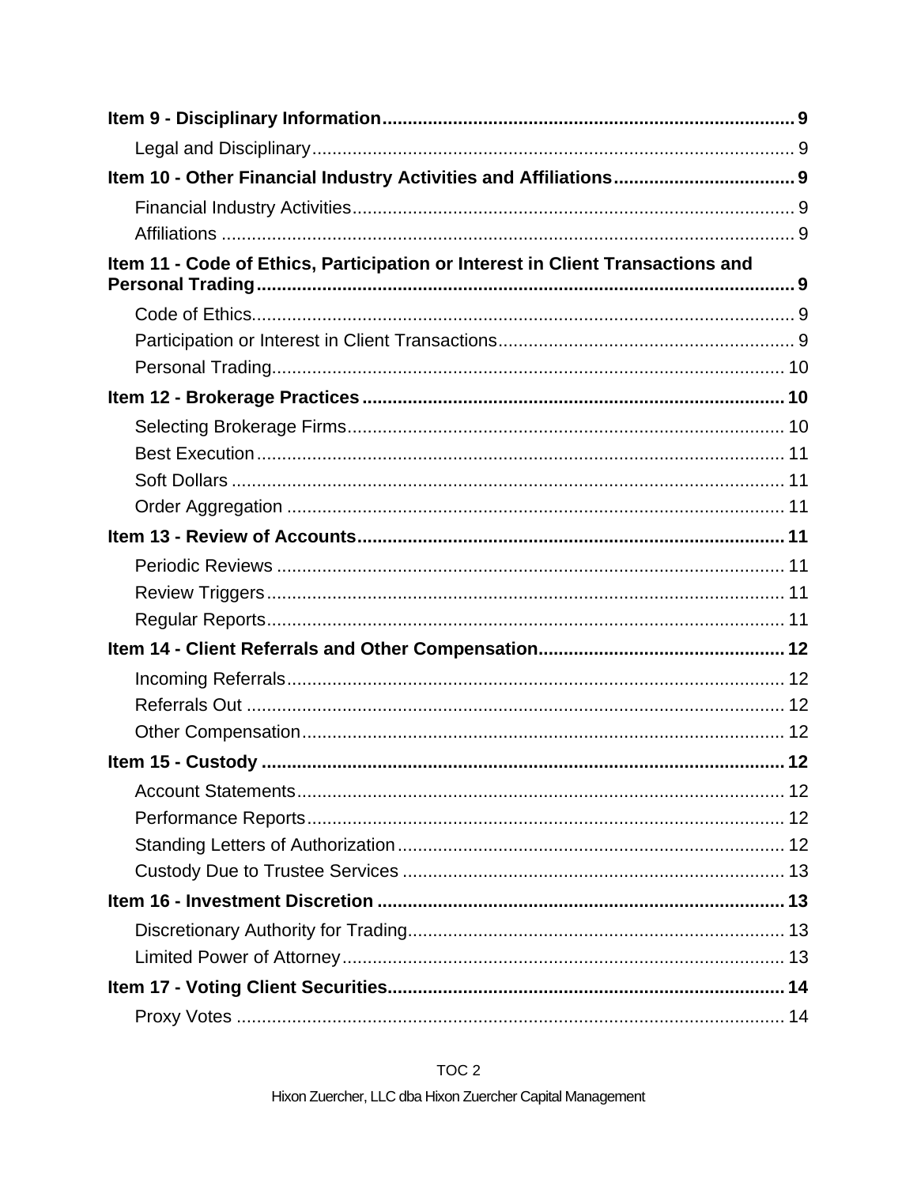**Item 9 - Disciplinary Information** ..... 9

- Legal and Disciplinary ..... 9

**Item 10 - Other Financial Industry Activities and Affiliations** ..... 9

- Financial Industry Activities ..... 9
- Affiliations ..... 9

**Item 11 - Code of Ethics, Participation or Interest in Client Transactions and Personal Trading** ..... 9

- Code of Ethics ..... 9
- Participation or Interest in Client Transactions ..... 9
- Personal Trading ..... 10

**Item 12 - Brokerage Practices** ..... 10

- Selecting Brokerage Firms ..... 10
- Best Execution ..... 11
- Soft Dollars ..... 11
- Order Aggregation ..... 11

**Item 13 - Review of Accounts** ..... 11

- Periodic Reviews ..... 11
- Review Triggers ..... 11
- Regular Reports ..... 11

**Item 14 - Client Referrals and Other Compensation** ..... 12

- Incoming Referrals ..... 12
- Referrals Out ..... 12
- Other Compensation ..... 12

**Item 15 - Custody** ..... 12

- Account Statements ..... 12
- Performance Reports ..... 12
- Standing Letters of Authorization ..... 12
- Custody Due to Trustee Services ..... 13

**Item 16 - Investment Discretion** ..... 13

- Discretionary Authority for Trading ..... 13
- Limited Power of Attorney ..... 13

**Item 17 - Voting Client Securities** ..... 14

- Proxy Votes ..... 14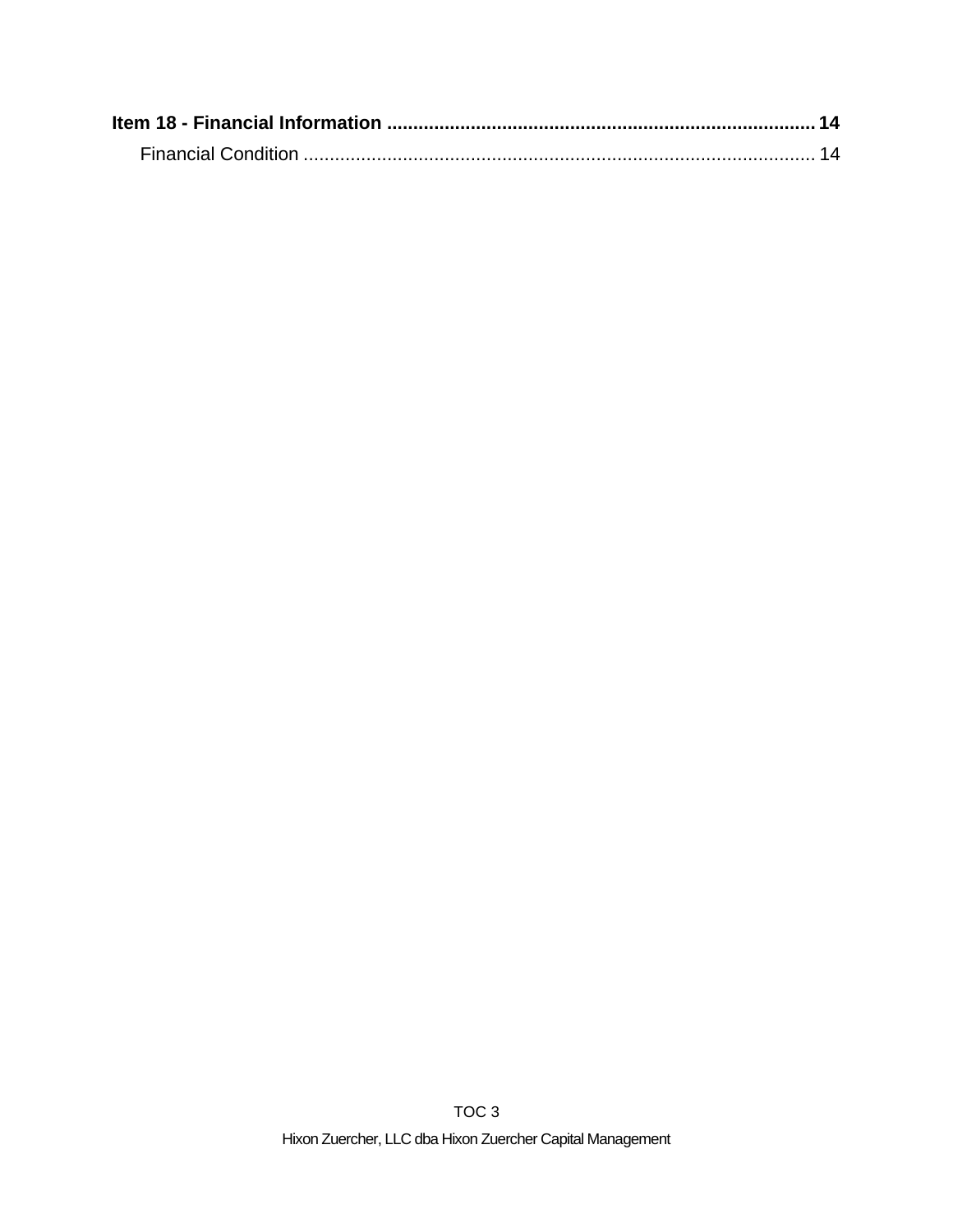**Item 18 - Financial Information .................................................................................. 14**

Financial Condition .................................................................................................. 14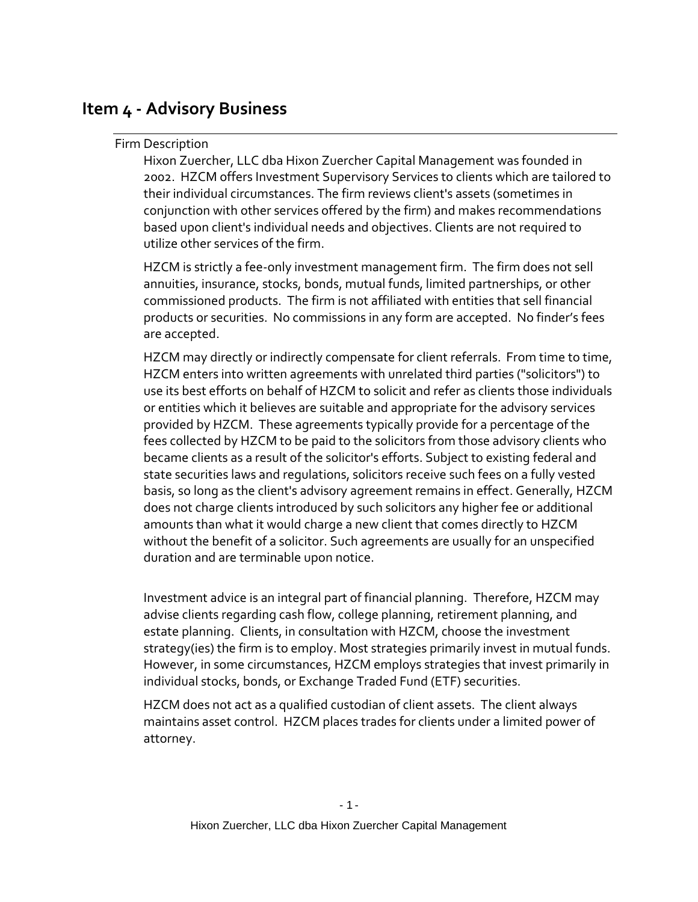## Item 4 - Advisory Business

### Firm Description

Hixon Zuercher, LLC dba Hixon Zuercher Capital Management was founded in 2002. HZCM offers Investment Supervisory Services to clients which are tailored to their individual circumstances. The firm reviews client's assets (sometimes in conjunction with other services offered by the firm) and makes recommendations based upon client's individual needs and objectives. Clients are not required to utilize other services of the firm.

HZCM is strictly a fee-only investment management firm. The firm does not sell annuities, insurance, stocks, bonds, mutual funds, limited partnerships, or other commissioned products. The firm is not affiliated with entities that sell financial products or securities. No commissions in any form are accepted. No finder's fees are accepted.

HZCM may directly or indirectly compensate for client referrals. From time to time, HZCM enters into written agreements with unrelated third parties ("solicitors") to use its best efforts on behalf of HZCM to solicit and refer as clients those individuals or entities which it believes are suitable and appropriate for the advisory services provided by HZCM. These agreements typically provide for a percentage of the fees collected by HZCM to be paid to the solicitors from those advisory clients who became clients as a result of the solicitor's efforts. Subject to existing federal and state securities laws and regulations, solicitors receive such fees on a fully vested basis, so long as the client's advisory agreement remains in effect. Generally, HZCM does not charge clients introduced by such solicitors any higher fee or additional amounts than what it would charge a new client that comes directly to HZCM without the benefit of a solicitor. Such agreements are usually for an unspecified duration and are terminable upon notice.

Investment advice is an integral part of financial planning. Therefore, HZCM may advise clients regarding cash flow, college planning, retirement planning, and estate planning. Clients, in consultation with HZCM, choose the investment strategy(ies) the firm is to employ. Most strategies primarily invest in mutual funds. However, in some circumstances, HZCM employs strategies that invest primarily in individual stocks, bonds, or Exchange Traded Fund (ETF) securities.

HZCM does not act as a qualified custodian of client assets. The client always maintains asset control. HZCM places trades for clients under a limited power of attorney.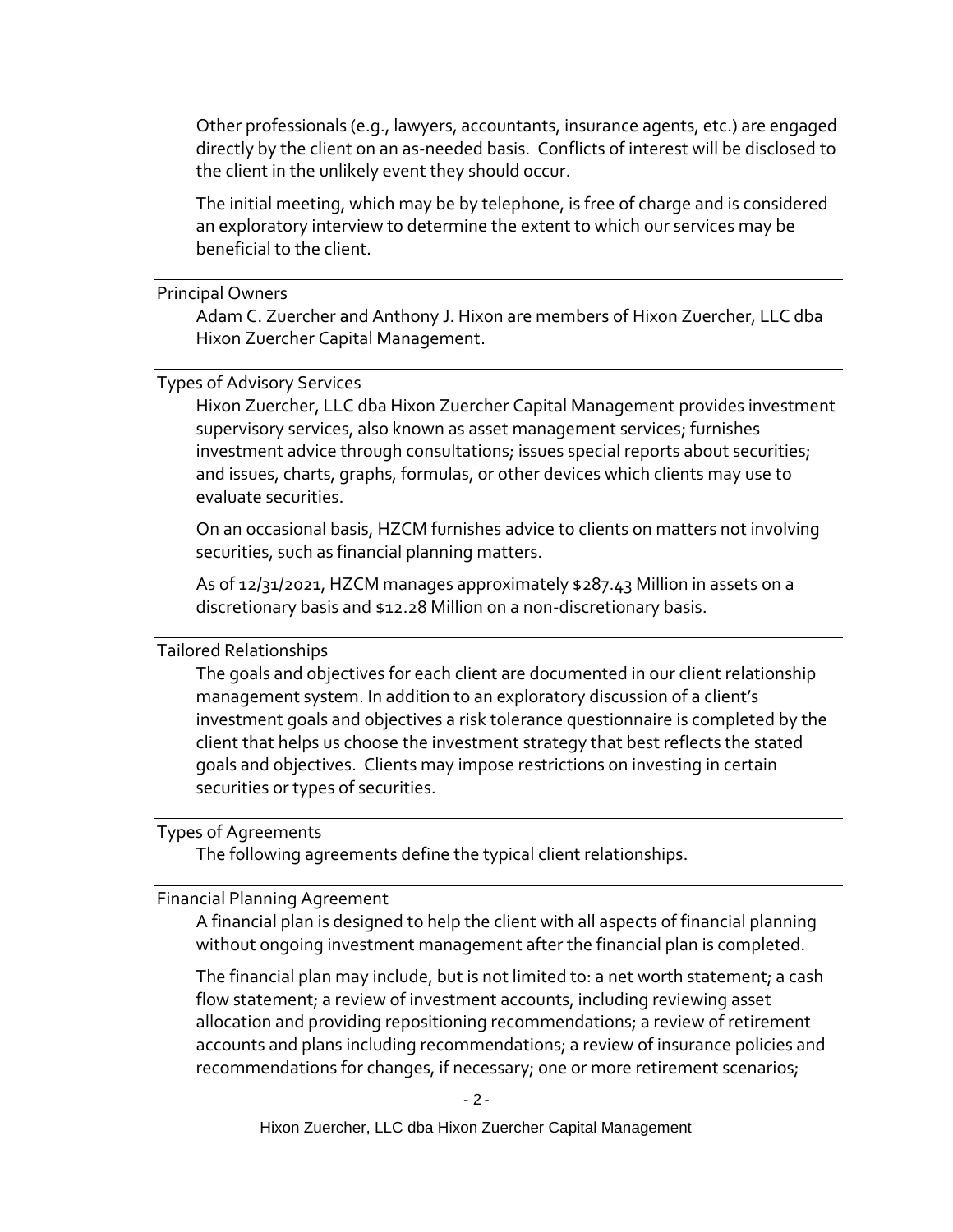Other professionals (e.g., lawyers, accountants, insurance agents, etc.) are engaged directly by the client on an as-needed basis. Conflicts of interest will be disclosed to the client in the unlikely event they should occur.

The initial meeting, which may be by telephone, is free of charge and is considered an exploratory interview to determine the extent to which our services may be beneficial to the client.

### Principal Owners

Adam C. Zuercher and Anthony J. Hixon are members of Hixon Zuercher, LLC dba Hixon Zuercher Capital Management.

### Types of Advisory Services

Hixon Zuercher, LLC dba Hixon Zuercher Capital Management provides investment supervisory services, also known as asset management services; furnishes investment advice through consultations; issues special reports about securities; and issues, charts, graphs, formulas, or other devices which clients may use to evaluate securities.

On an occasional basis, HZCM furnishes advice to clients on matters not involving securities, such as financial planning matters.

As of 12/31/2021, HZCM manages approximately $287.43 Million in assets on a discretionary basis and $12.28 Million on a non-discretionary basis.

### Tailored Relationships

The goals and objectives for each client are documented in our client relationship management system. In addition to an exploratory discussion of a client's investment goals and objectives a risk tolerance questionnaire is completed by the client that helps us choose the investment strategy that best reflects the stated goals and objectives. Clients may impose restrictions on investing in certain securities or types of securities.

### Types of Agreements

The following agreements define the typical client relationships.

### Financial Planning Agreement

A financial plan is designed to help the client with all aspects of financial planning without ongoing investment management after the financial plan is completed.

The financial plan may include, but is not limited to: a net worth statement; a cash flow statement; a review of investment accounts, including reviewing asset allocation and providing repositioning recommendations; a review of retirement accounts and plans including recommendations; a review of insurance policies and recommendations for changes, if necessary; one or more retirement scenarios;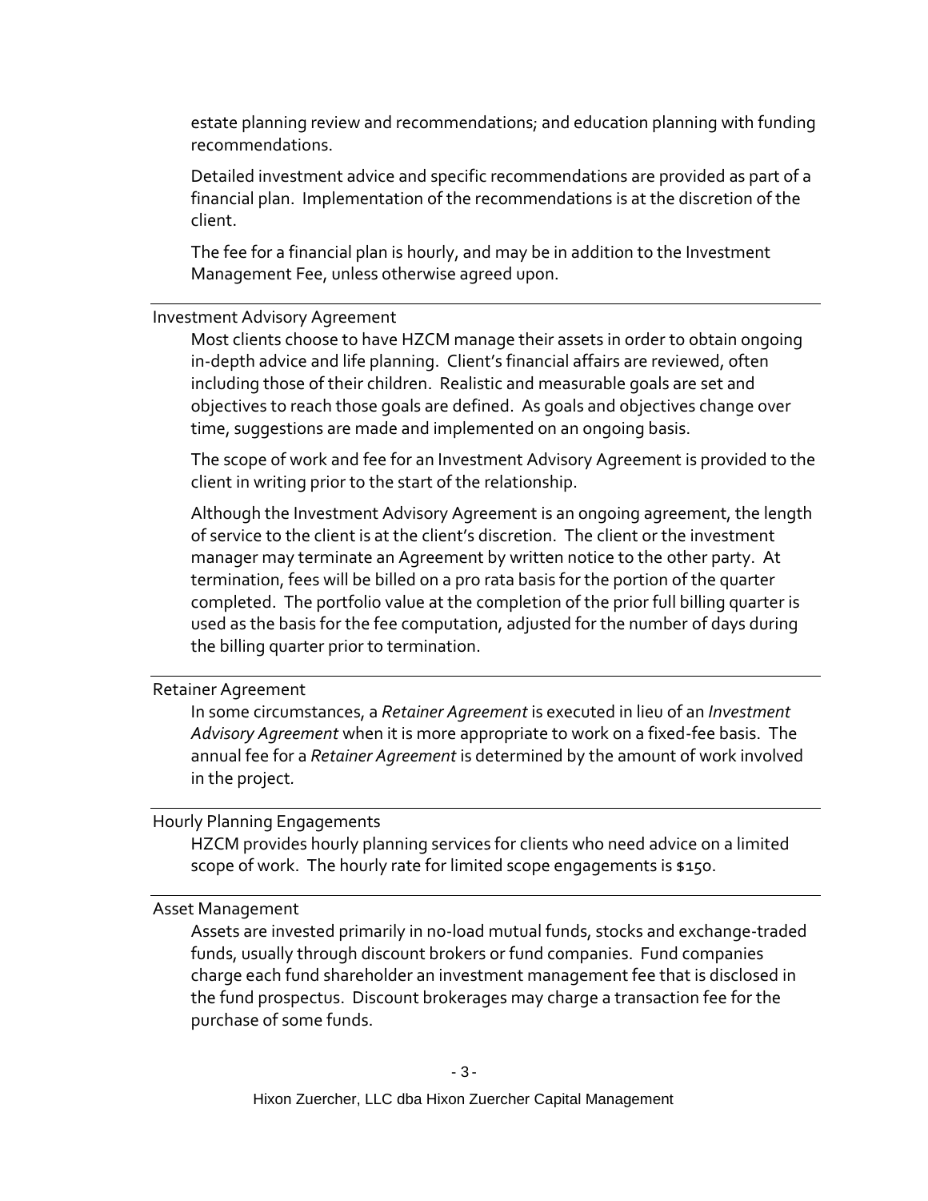estate planning review and recommendations; and education planning with funding recommendations.

Detailed investment advice and specific recommendations are provided as part of a financial plan. Implementation of the recommendations is at the discretion of the client.

The fee for a financial plan is hourly, and may be in addition to the Investment Management Fee, unless otherwise agreed upon.

---

### Investment Advisory Agreement

Most clients choose to have HZCM manage their assets in order to obtain ongoing in-depth advice and life planning. Client's financial affairs are reviewed, often including those of their children. Realistic and measurable goals are set and objectives to reach those goals are defined. As goals and objectives change over time, suggestions are made and implemented on an ongoing basis.

The scope of work and fee for an Investment Advisory Agreement is provided to the client in writing prior to the start of the relationship.

Although the Investment Advisory Agreement is an ongoing agreement, the length of service to the client is at the client's discretion. The client or the investment manager may terminate an Agreement by written notice to the other party. At termination, fees will be billed on a pro rata basis for the portion of the quarter completed. The portfolio value at the completion of the prior full billing quarter is used as the basis for the fee computation, adjusted for the number of days during the billing quarter prior to termination.

---

### Retainer Agreement

In some circumstances, a *Retainer Agreement* is executed in lieu of an *Investment Advisory Agreement* when it is more appropriate to work on a fixed-fee basis. The annual fee for a *Retainer Agreement* is determined by the amount of work involved in the project.

---

### Hourly Planning Engagements

HZCM provides hourly planning services for clients who need advice on a limited scope of work. The hourly rate for limited scope engagements is $150.

---

### Asset Management

Assets are invested primarily in no-load mutual funds, stocks and exchange-traded funds, usually through discount brokers or fund companies. Fund companies charge each fund shareholder an investment management fee that is disclosed in the fund prospectus. Discount brokerages may charge a transaction fee for the purchase of some funds.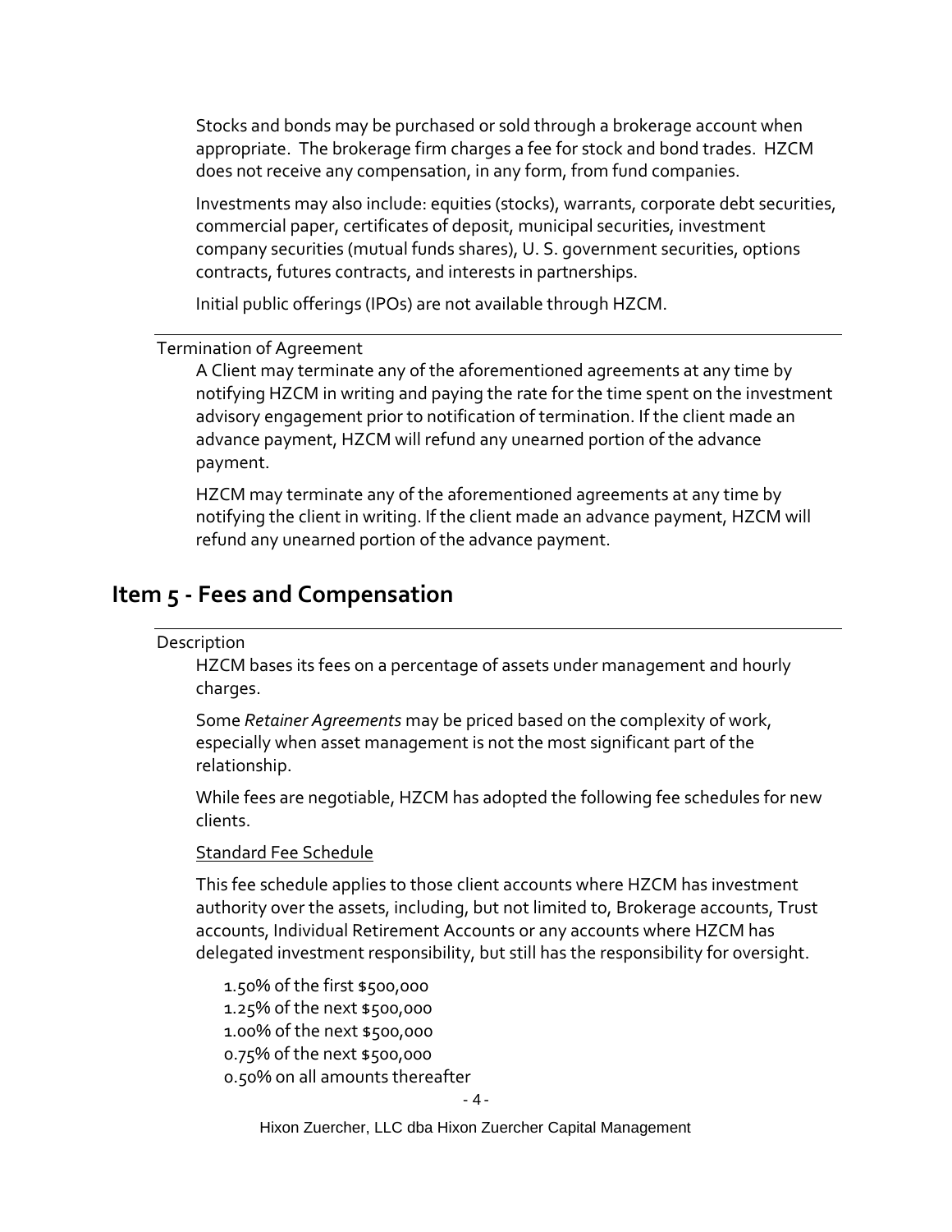Stocks and bonds may be purchased or sold through a brokerage account when appropriate. The brokerage firm charges a fee for stock and bond trades. HZCM does not receive any compensation, in any form, from fund companies.

Investments may also include: equities (stocks), warrants, corporate debt securities, commercial paper, certificates of deposit, municipal securities, investment company securities (mutual funds shares), U. S. government securities, options contracts, futures contracts, and interests in partnerships.

Initial public offerings (IPOs) are not available through HZCM.

### Termination of Agreement

A Client may terminate any of the aforementioned agreements at any time by notifying HZCM in writing and paying the rate for the time spent on the investment advisory engagement prior to notification of termination. If the client made an advance payment, HZCM will refund any unearned portion of the advance payment.

HZCM may terminate any of the aforementioned agreements at any time by notifying the client in writing. If the client made an advance payment, HZCM will refund any unearned portion of the advance payment.

## Item 5 - Fees and Compensation

### Description

HZCM bases its fees on a percentage of assets under management and hourly charges.

Some *Retainer Agreements* may be priced based on the complexity of work, especially when asset management is not the most significant part of the relationship.

While fees are negotiable, HZCM has adopted the following fee schedules for new clients.

Standard Fee Schedule

This fee schedule applies to those client accounts where HZCM has investment authority over the assets, including, but not limited to, Brokerage accounts, Trust accounts, Individual Retirement Accounts or any accounts where HZCM has delegated investment responsibility, but still has the responsibility for oversight.

1.50% of the first $500,000
1.25% of the next $500,000
1.00% of the next $500,000
0.75% of the next $500,000
0.50% on all amounts thereafter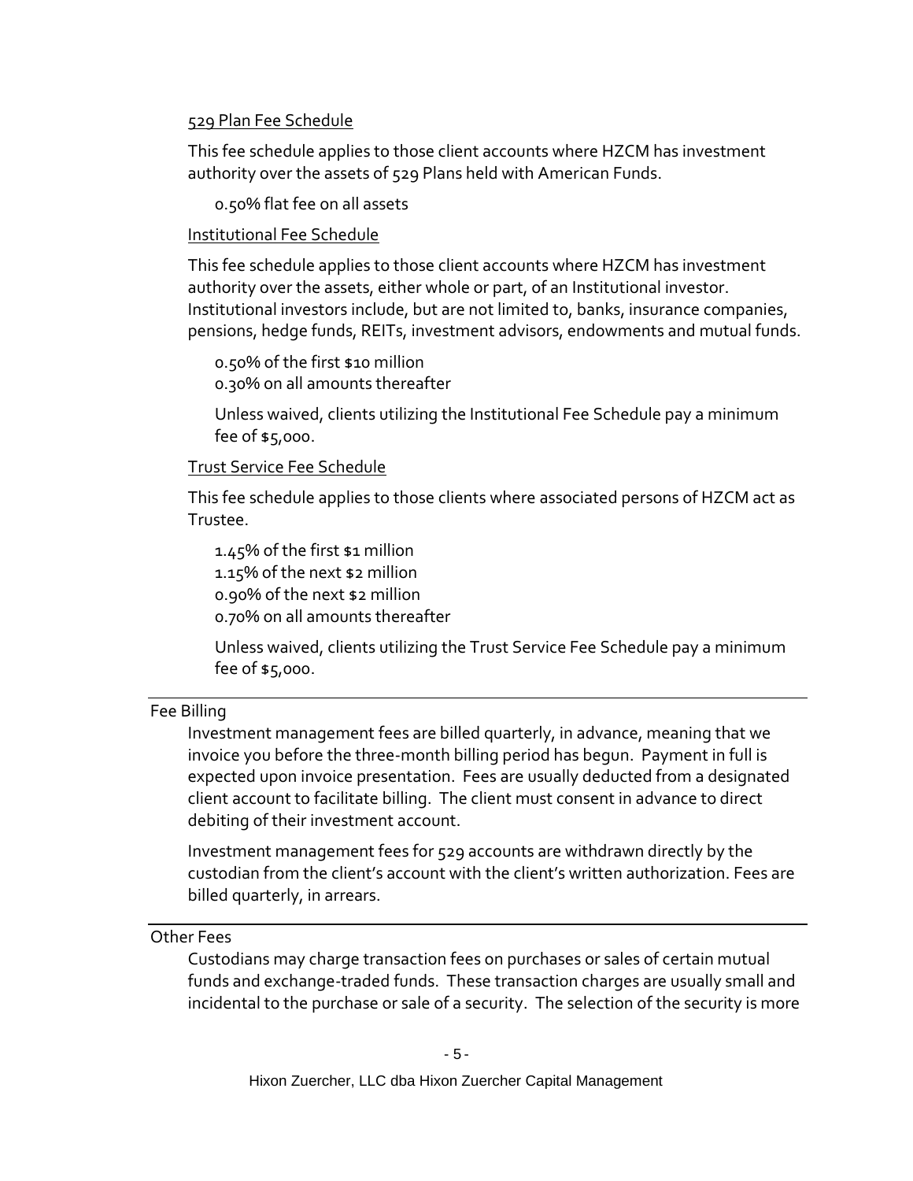529 Plan Fee Schedule

This fee schedule applies to those client accounts where HZCM has investment authority over the assets of 529 Plans held with American Funds.

0.50% flat fee on all assets

Institutional Fee Schedule

This fee schedule applies to those client accounts where HZCM has investment authority over the assets, either whole or part, of an Institutional investor. Institutional investors include, but are not limited to, banks, insurance companies, pensions, hedge funds, REITs, investment advisors, endowments and mutual funds.

0.50% of the first $10 million
0.30% on all amounts thereafter

Unless waived, clients utilizing the Institutional Fee Schedule pay a minimum fee of $5,000.

Trust Service Fee Schedule

This fee schedule applies to those clients where associated persons of HZCM act as Trustee.

1.45% of the first $1 million
1.15% of the next $2 million
0.90% of the next $2 million
0.70% on all amounts thereafter

Unless waived, clients utilizing the Trust Service Fee Schedule pay a minimum fee of $5,000.

## Fee Billing

Investment management fees are billed quarterly, in advance, meaning that we invoice you before the three-month billing period has begun. Payment in full is expected upon invoice presentation. Fees are usually deducted from a designated client account to facilitate billing. The client must consent in advance to direct debiting of their investment account.

Investment management fees for 529 accounts are withdrawn directly by the custodian from the client's account with the client's written authorization. Fees are billed quarterly, in arrears.

## Other Fees

Custodians may charge transaction fees on purchases or sales of certain mutual funds and exchange-traded funds. These transaction charges are usually small and incidental to the purchase or sale of a security. The selection of the security is more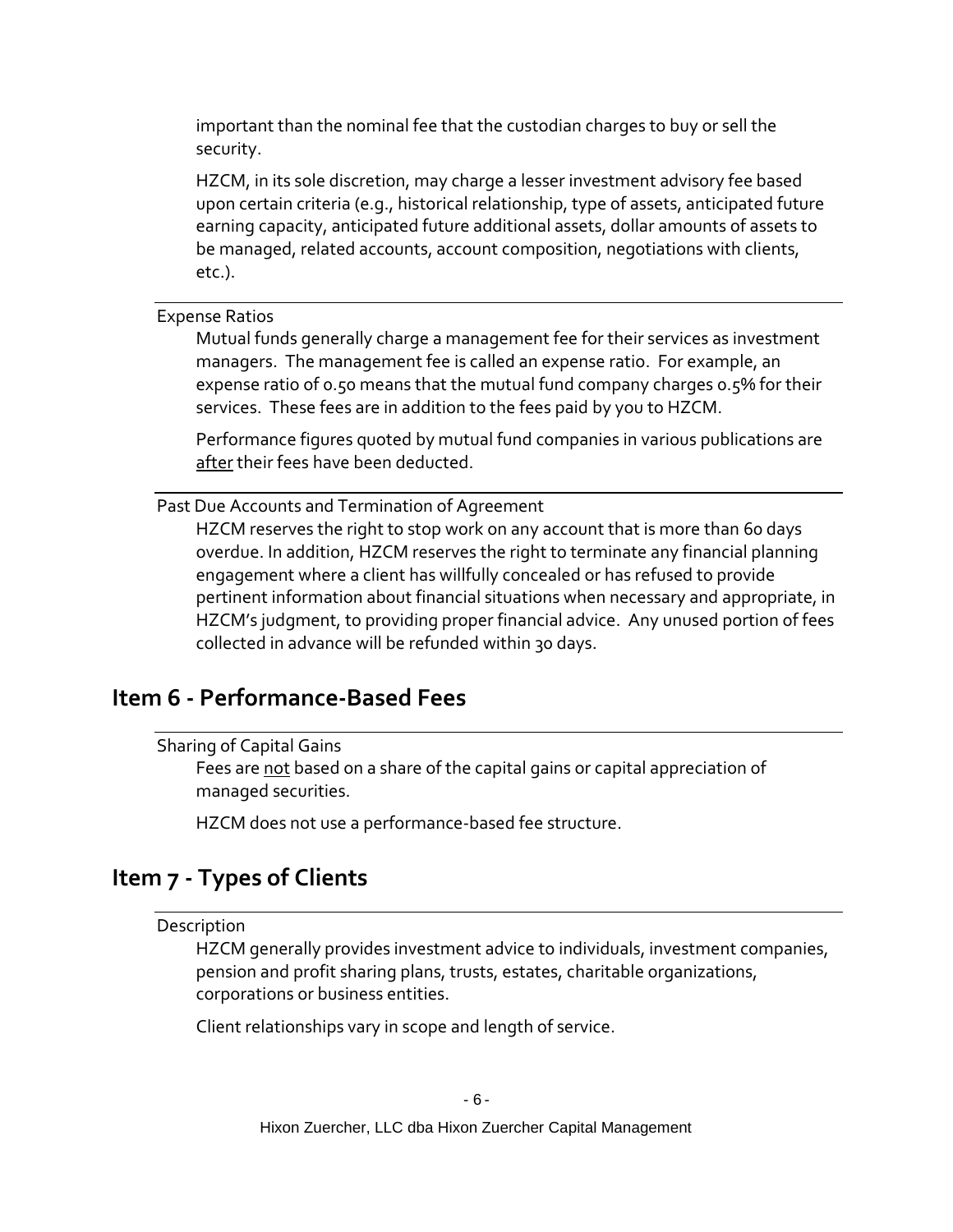important than the nominal fee that the custodian charges to buy or sell the security.

HZCM, in its sole discretion, may charge a lesser investment advisory fee based upon certain criteria (e.g., historical relationship, type of assets, anticipated future earning capacity, anticipated future additional assets, dollar amounts of assets to be managed, related accounts, account composition, negotiations with clients, etc.).

### Expense Ratios

Mutual funds generally charge a management fee for their services as investment managers. The management fee is called an expense ratio. For example, an expense ratio of 0.50 means that the mutual fund company charges 0.5% for their services. These fees are in addition to the fees paid by you to HZCM.

Performance figures quoted by mutual fund companies in various publications are after their fees have been deducted.

### Past Due Accounts and Termination of Agreement

HZCM reserves the right to stop work on any account that is more than 60 days overdue. In addition, HZCM reserves the right to terminate any financial planning engagement where a client has willfully concealed or has refused to provide pertinent information about financial situations when necessary and appropriate, in HZCM's judgment, to providing proper financial advice. Any unused portion of fees collected in advance will be refunded within 30 days.

## Item 6 - Performance-Based Fees

### Sharing of Capital Gains

Fees are not based on a share of the capital gains or capital appreciation of managed securities.

HZCM does not use a performance-based fee structure.

## Item 7 - Types of Clients

### Description

HZCM generally provides investment advice to individuals, investment companies, pension and profit sharing plans, trusts, estates, charitable organizations, corporations or business entities.

Client relationships vary in scope and length of service.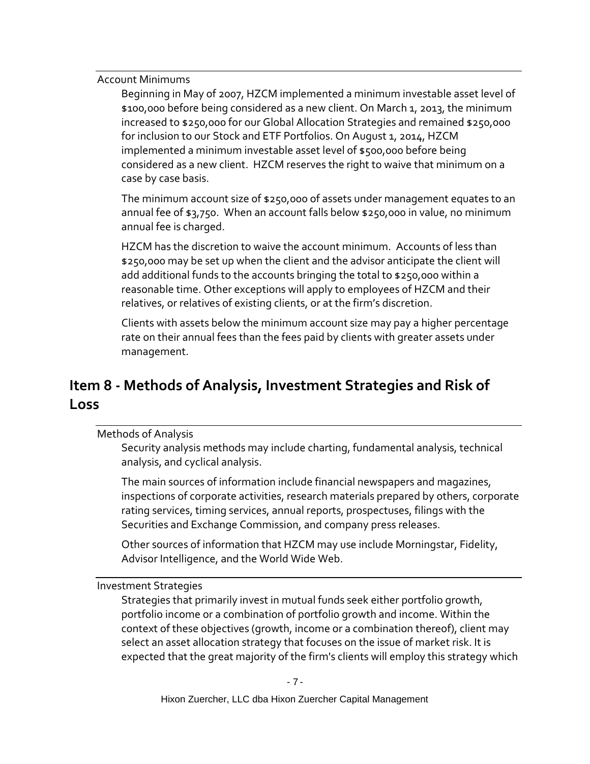### Account Minimums

Beginning in May of 2007, HZCM implemented a minimum investable asset level of $100,000 before being considered as a new client. On March 1, 2013, the minimum increased to $250,000 for our Global Allocation Strategies and remained $250,000 for inclusion to our Stock and ETF Portfolios. On August 1, 2014, HZCM implemented a minimum investable asset level of $500,000 before being considered as a new client. HZCM reserves the right to waive that minimum on a case by case basis.

The minimum account size of $250,000 of assets under management equates to an annual fee of $3,750. When an account falls below $250,000 in value, no minimum annual fee is charged.

HZCM has the discretion to waive the account minimum. Accounts of less than $250,000 may be set up when the client and the advisor anticipate the client will add additional funds to the accounts bringing the total to $250,000 within a reasonable time. Other exceptions will apply to employees of HZCM and their relatives, or relatives of existing clients, or at the firm's discretion.

Clients with assets below the minimum account size may pay a higher percentage rate on their annual fees than the fees paid by clients with greater assets under management.

## Item 8 - Methods of Analysis, Investment Strategies and Risk of Loss

### Methods of Analysis

Security analysis methods may include charting, fundamental analysis, technical analysis, and cyclical analysis.

The main sources of information include financial newspapers and magazines, inspections of corporate activities, research materials prepared by others, corporate rating services, timing services, annual reports, prospectuses, filings with the Securities and Exchange Commission, and company press releases.

Other sources of information that HZCM may use include Morningstar, Fidelity, Advisor Intelligence, and the World Wide Web.

### Investment Strategies

Strategies that primarily invest in mutual funds seek either portfolio growth, portfolio income or a combination of portfolio growth and income. Within the context of these objectives (growth, income or a combination thereof), client may select an asset allocation strategy that focuses on the issue of market risk. It is expected that the great majority of the firm's clients will employ this strategy which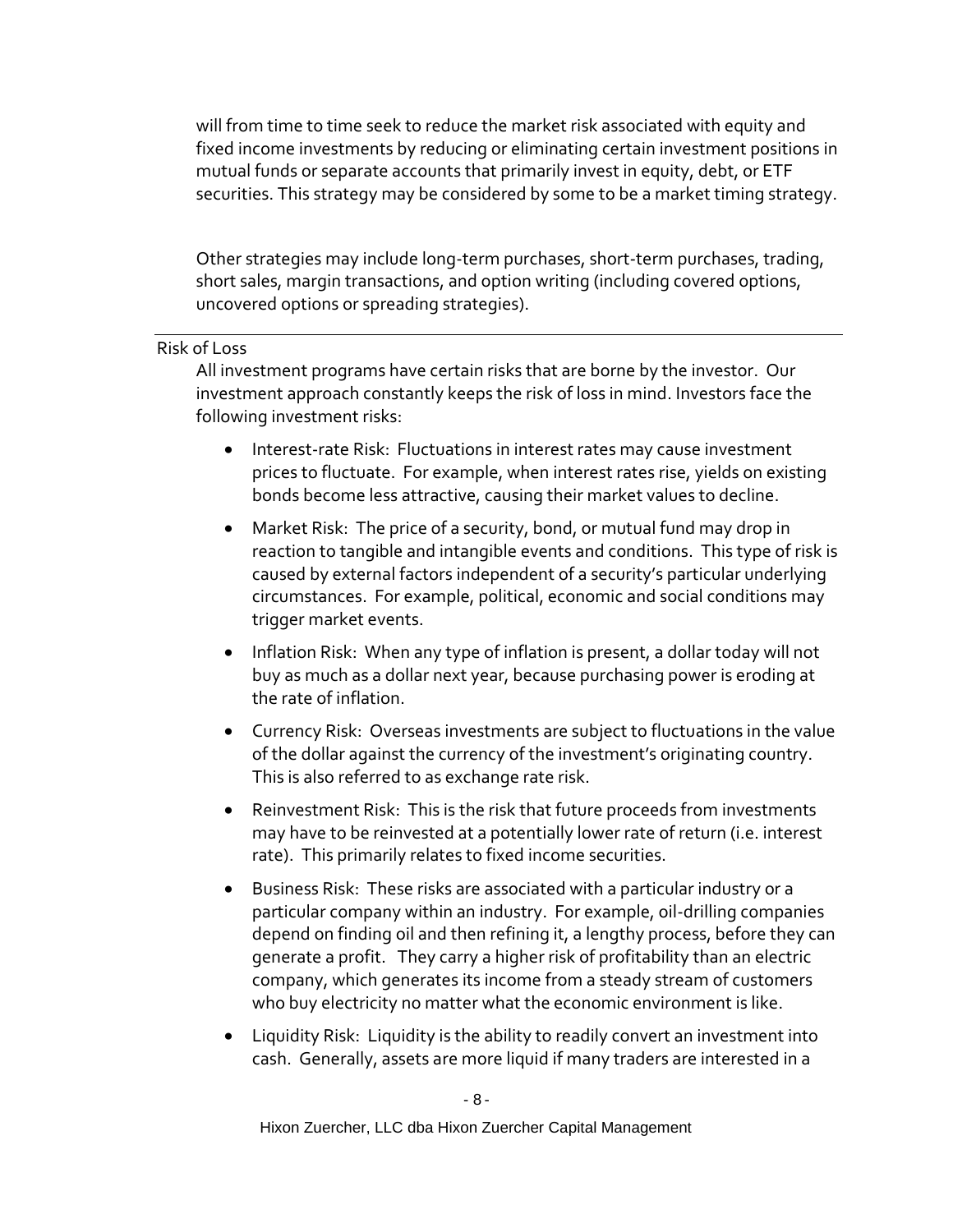will from time to time seek to reduce the market risk associated with equity and fixed income investments by reducing or eliminating certain investment positions in mutual funds or separate accounts that primarily invest in equity, debt, or ETF securities. This strategy may be considered by some to be a market timing strategy.

Other strategies may include long-term purchases, short-term purchases, trading, short sales, margin transactions, and option writing (including covered options, uncovered options or spreading strategies).

## Risk of Loss

All investment programs have certain risks that are borne by the investor. Our investment approach constantly keeps the risk of loss in mind. Investors face the following investment risks:

- Interest-rate Risk: Fluctuations in interest rates may cause investment prices to fluctuate. For example, when interest rates rise, yields on existing bonds become less attractive, causing their market values to decline.
- Market Risk: The price of a security, bond, or mutual fund may drop in reaction to tangible and intangible events and conditions. This type of risk is caused by external factors independent of a security's particular underlying circumstances. For example, political, economic and social conditions may trigger market events.
- Inflation Risk: When any type of inflation is present, a dollar today will not buy as much as a dollar next year, because purchasing power is eroding at the rate of inflation.
- Currency Risk: Overseas investments are subject to fluctuations in the value of the dollar against the currency of the investment's originating country. This is also referred to as exchange rate risk.
- Reinvestment Risk: This is the risk that future proceeds from investments may have to be reinvested at a potentially lower rate of return (i.e. interest rate). This primarily relates to fixed income securities.
- Business Risk: These risks are associated with a particular industry or a particular company within an industry. For example, oil-drilling companies depend on finding oil and then refining it, a lengthy process, before they can generate a profit. They carry a higher risk of profitability than an electric company, which generates its income from a steady stream of customers who buy electricity no matter what the economic environment is like.
- Liquidity Risk: Liquidity is the ability to readily convert an investment into cash. Generally, assets are more liquid if many traders are interested in a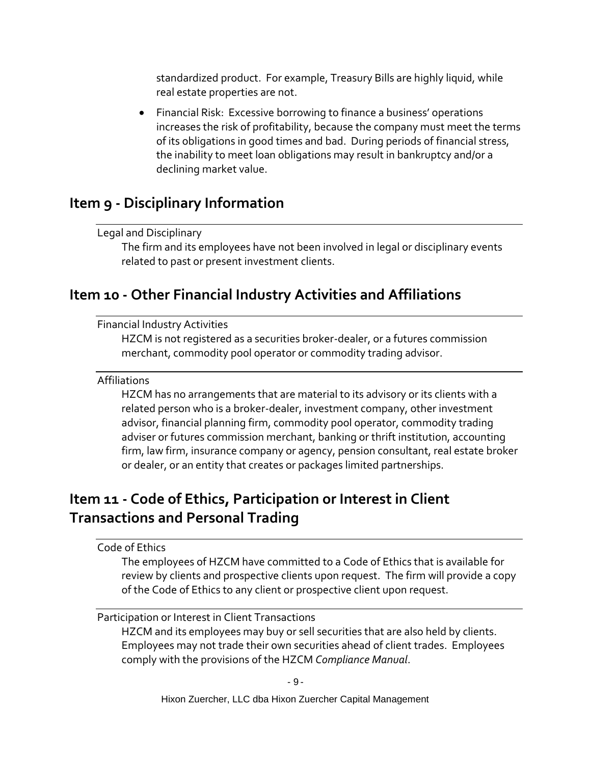standardized product. For example, Treasury Bills are highly liquid, while real estate properties are not.

- Financial Risk: Excessive borrowing to finance a business' operations increases the risk of profitability, because the company must meet the terms of its obligations in good times and bad. During periods of financial stress, the inability to meet loan obligations may result in bankruptcy and/or a declining market value.

## Item 9 - Disciplinary Information

Legal and Disciplinary

The firm and its employees have not been involved in legal or disciplinary events related to past or present investment clients.

## Item 10 - Other Financial Industry Activities and Affiliations

Financial Industry Activities

HZCM is not registered as a securities broker-dealer, or a futures commission merchant, commodity pool operator or commodity trading advisor.

Affiliations

HZCM has no arrangements that are material to its advisory or its clients with a related person who is a broker-dealer, investment company, other investment advisor, financial planning firm, commodity pool operator, commodity trading adviser or futures commission merchant, banking or thrift institution, accounting firm, law firm, insurance company or agency, pension consultant, real estate broker or dealer, or an entity that creates or packages limited partnerships.

## Item 11 - Code of Ethics, Participation or Interest in Client Transactions and Personal Trading

Code of Ethics

The employees of HZCM have committed to a Code of Ethics that is available for review by clients and prospective clients upon request. The firm will provide a copy of the Code of Ethics to any client or prospective client upon request.

Participation or Interest in Client Transactions

HZCM and its employees may buy or sell securities that are also held by clients. Employees may not trade their own securities ahead of client trades. Employees comply with the provisions of the HZCM *Compliance Manual*.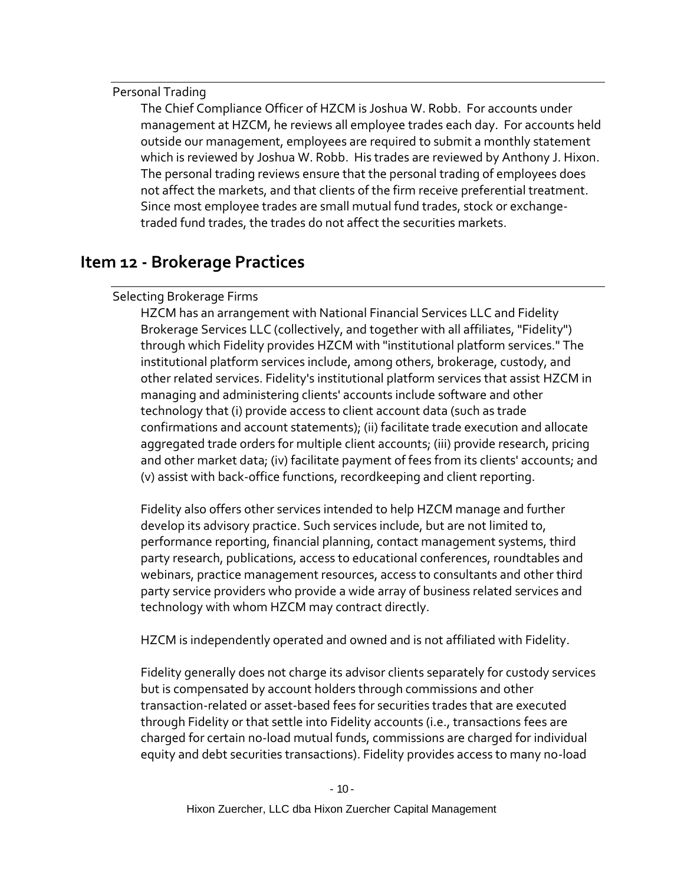### Personal Trading

The Chief Compliance Officer of HZCM is Joshua W. Robb. For accounts under management at HZCM, he reviews all employee trades each day. For accounts held outside our management, employees are required to submit a monthly statement which is reviewed by Joshua W. Robb. His trades are reviewed by Anthony J. Hixon. The personal trading reviews ensure that the personal trading of employees does not affect the markets, and that clients of the firm receive preferential treatment. Since most employee trades are small mutual fund trades, stock or exchange-traded fund trades, the trades do not affect the securities markets.

## Item 12 - Brokerage Practices

### Selecting Brokerage Firms

HZCM has an arrangement with National Financial Services LLC and Fidelity Brokerage Services LLC (collectively, and together with all affiliates, "Fidelity") through which Fidelity provides HZCM with "institutional platform services." The institutional platform services include, among others, brokerage, custody, and other related services. Fidelity's institutional platform services that assist HZCM in managing and administering clients' accounts include software and other technology that (i) provide access to client account data (such as trade confirmations and account statements); (ii) facilitate trade execution and allocate aggregated trade orders for multiple client accounts; (iii) provide research, pricing and other market data; (iv) facilitate payment of fees from its clients' accounts; and (v) assist with back-office functions, recordkeeping and client reporting.

Fidelity also offers other services intended to help HZCM manage and further develop its advisory practice. Such services include, but are not limited to, performance reporting, financial planning, contact management systems, third party research, publications, access to educational conferences, roundtables and webinars, practice management resources, access to consultants and other third party service providers who provide a wide array of business related services and technology with whom HZCM may contract directly.

HZCM is independently operated and owned and is not affiliated with Fidelity.

Fidelity generally does not charge its advisor clients separately for custody services but is compensated by account holders through commissions and other transaction-related or asset-based fees for securities trades that are executed through Fidelity or that settle into Fidelity accounts (i.e., transactions fees are charged for certain no-load mutual funds, commissions are charged for individual equity and debt securities transactions). Fidelity provides access to many no-load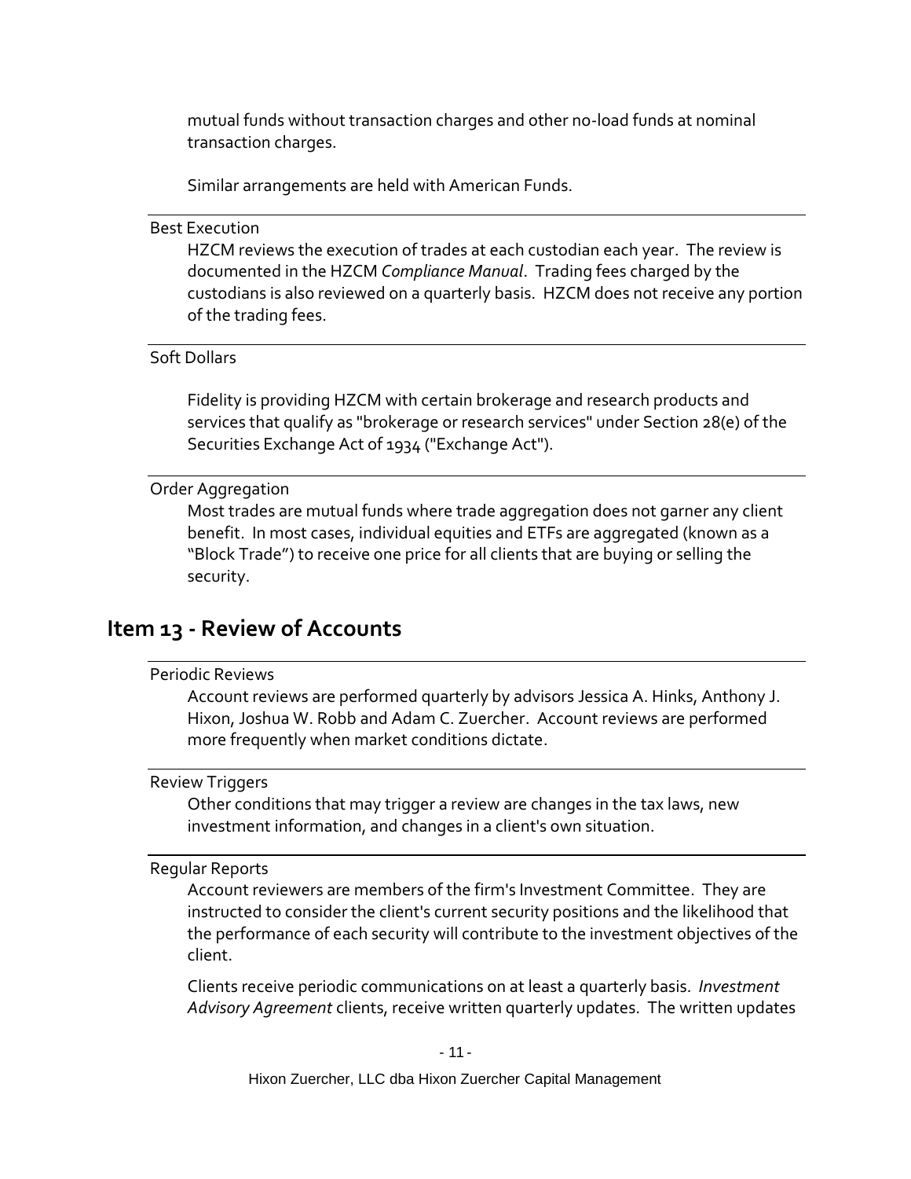mutual funds without transaction charges and other no-load funds at nominal transaction charges.

Similar arrangements are held with American Funds.

Best Execution

HZCM reviews the execution of trades at each custodian each year. The review is documented in the HZCM *Compliance Manual*. Trading fees charged by the custodians is also reviewed on a quarterly basis. HZCM does not receive any portion of the trading fees.

Soft Dollars

Fidelity is providing HZCM with certain brokerage and research products and services that qualify as "brokerage or research services" under Section 28(e) of the Securities Exchange Act of 1934 ("Exchange Act").

Order Aggregation

Most trades are mutual funds where trade aggregation does not garner any client benefit. In most cases, individual equities and ETFs are aggregated (known as a "Block Trade") to receive one price for all clients that are buying or selling the security.

## Item 13 - Review of Accounts

Periodic Reviews

Account reviews are performed quarterly by advisors Jessica A. Hinks, Anthony J. Hixon, Joshua W. Robb and Adam C. Zuercher. Account reviews are performed more frequently when market conditions dictate.

Review Triggers

Other conditions that may trigger a review are changes in the tax laws, new investment information, and changes in a client's own situation.

Regular Reports

Account reviewers are members of the firm's Investment Committee. They are instructed to consider the client's current security positions and the likelihood that the performance of each security will contribute to the investment objectives of the client.

Clients receive periodic communications on at least a quarterly basis. *Investment Advisory Agreement* clients, receive written quarterly updates. The written updates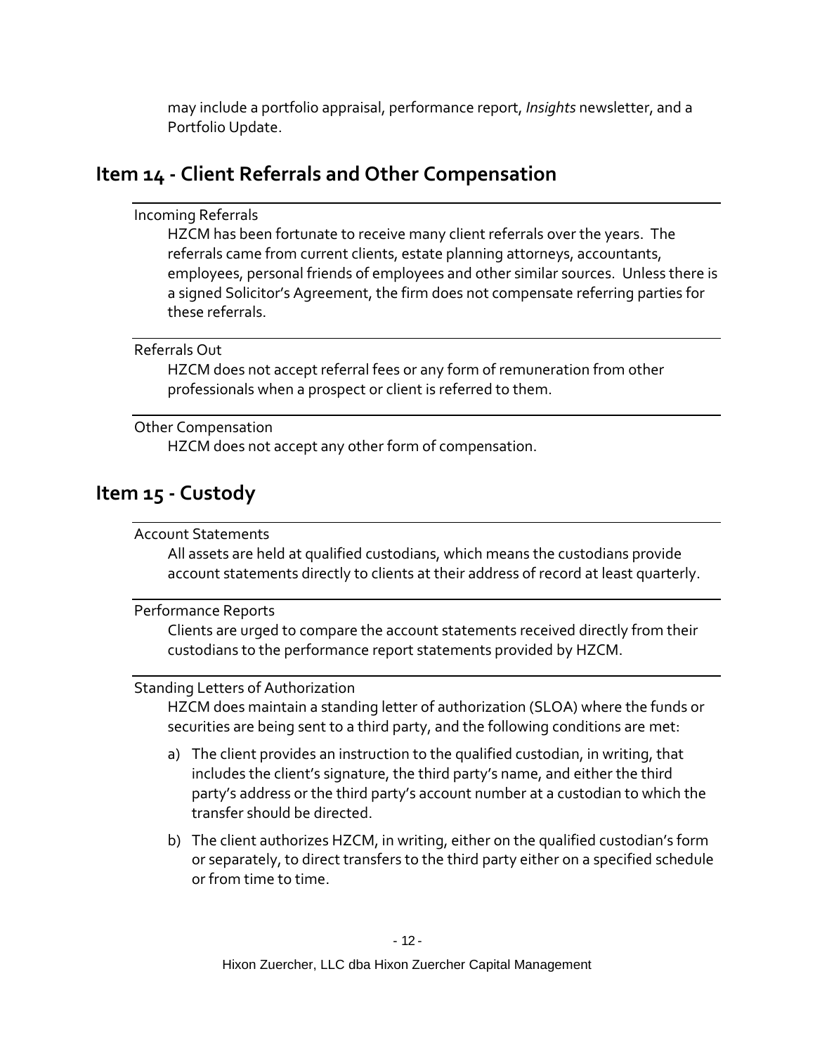may include a portfolio appraisal, performance report, *Insights* newsletter, and a Portfolio Update.

## Item 14 - Client Referrals and Other Compensation

Incoming Referrals

HZCM has been fortunate to receive many client referrals over the years. The referrals came from current clients, estate planning attorneys, accountants, employees, personal friends of employees and other similar sources. Unless there is a signed Solicitor's Agreement, the firm does not compensate referring parties for these referrals.

Referrals Out

HZCM does not accept referral fees or any form of remuneration from other professionals when a prospect or client is referred to them.

Other Compensation

HZCM does not accept any other form of compensation.

## Item 15 - Custody

Account Statements

All assets are held at qualified custodians, which means the custodians provide account statements directly to clients at their address of record at least quarterly.

Performance Reports

Clients are urged to compare the account statements received directly from their custodians to the performance report statements provided by HZCM.

Standing Letters of Authorization

HZCM does maintain a standing letter of authorization (SLOA) where the funds or securities are being sent to a third party, and the following conditions are met:

a) The client provides an instruction to the qualified custodian, in writing, that includes the client's signature, the third party's name, and either the third party's address or the third party's account number at a custodian to which the transfer should be directed.

b) The client authorizes HZCM, in writing, either on the qualified custodian's form or separately, to direct transfers to the third party either on a specified schedule or from time to time.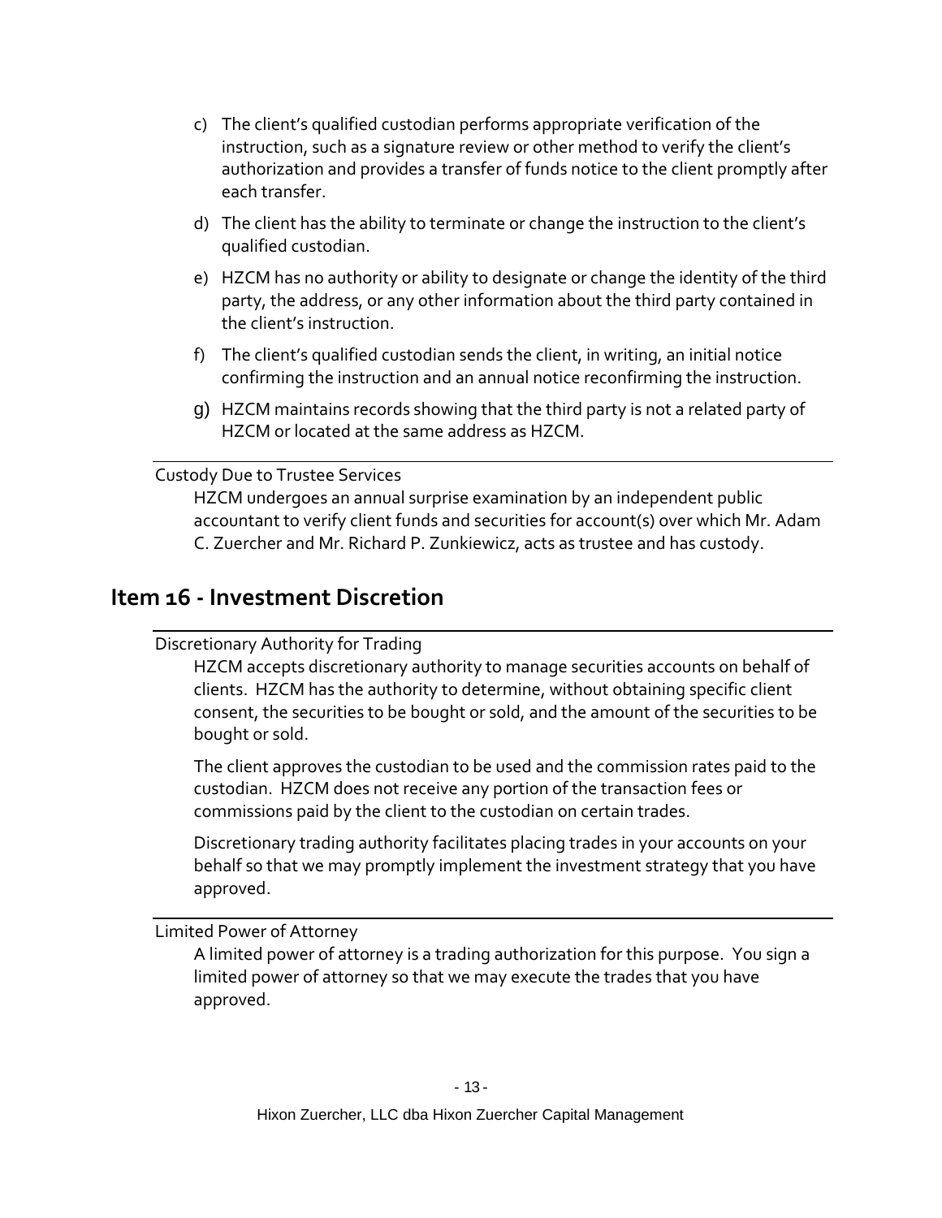c) The client's qualified custodian performs appropriate verification of the instruction, such as a signature review or other method to verify the client's authorization and provides a transfer of funds notice to the client promptly after each transfer.

d) The client has the ability to terminate or change the instruction to the client's qualified custodian.

e) HZCM has no authority or ability to designate or change the identity of the third party, the address, or any other information about the third party contained in the client's instruction.

f) The client's qualified custodian sends the client, in writing, an initial notice confirming the instruction and an annual notice reconfirming the instruction.

g) HZCM maintains records showing that the third party is not a related party of HZCM or located at the same address as HZCM.

Custody Due to Trustee Services

HZCM undergoes an annual surprise examination by an independent public accountant to verify client funds and securities for account(s) over which Mr. Adam C. Zuercher and Mr. Richard P. Zunkiewicz, acts as trustee and has custody.

## Item 16 - Investment Discretion

Discretionary Authority for Trading

HZCM accepts discretionary authority to manage securities accounts on behalf of clients. HZCM has the authority to determine, without obtaining specific client consent, the securities to be bought or sold, and the amount of the securities to be bought or sold.

The client approves the custodian to be used and the commission rates paid to the custodian. HZCM does not receive any portion of the transaction fees or commissions paid by the client to the custodian on certain trades.

Discretionary trading authority facilitates placing trades in your accounts on your behalf so that we may promptly implement the investment strategy that you have approved.

Limited Power of Attorney

A limited power of attorney is a trading authorization for this purpose. You sign a limited power of attorney so that we may execute the trades that you have approved.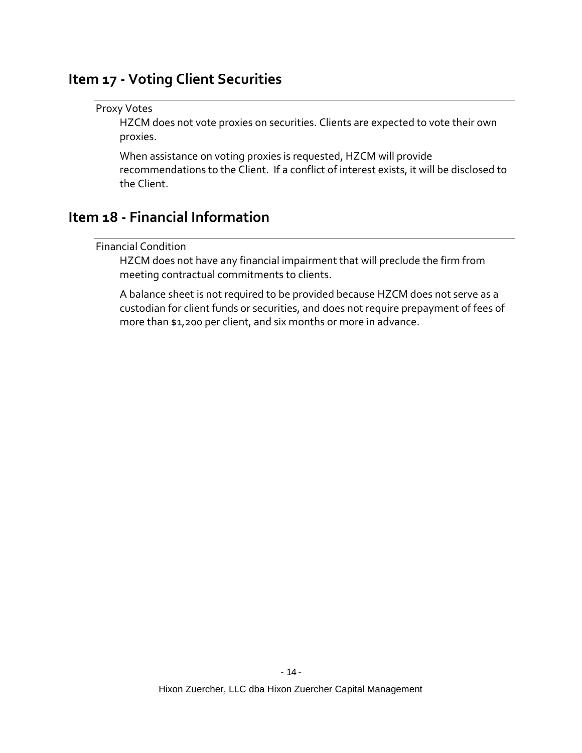## Item 17 - Voting Client Securities

Proxy Votes

HZCM does not vote proxies on securities. Clients are expected to vote their own proxies.

When assistance on voting proxies is requested, HZCM will provide recommendations to the Client. If a conflict of interest exists, it will be disclosed to the Client.

## Item 18 - Financial Information

Financial Condition

HZCM does not have any financial impairment that will preclude the firm from meeting contractual commitments to clients.

A balance sheet is not required to be provided because HZCM does not serve as a custodian for client funds or securities, and does not require prepayment of fees of more than $1,200 per client, and six months or more in advance.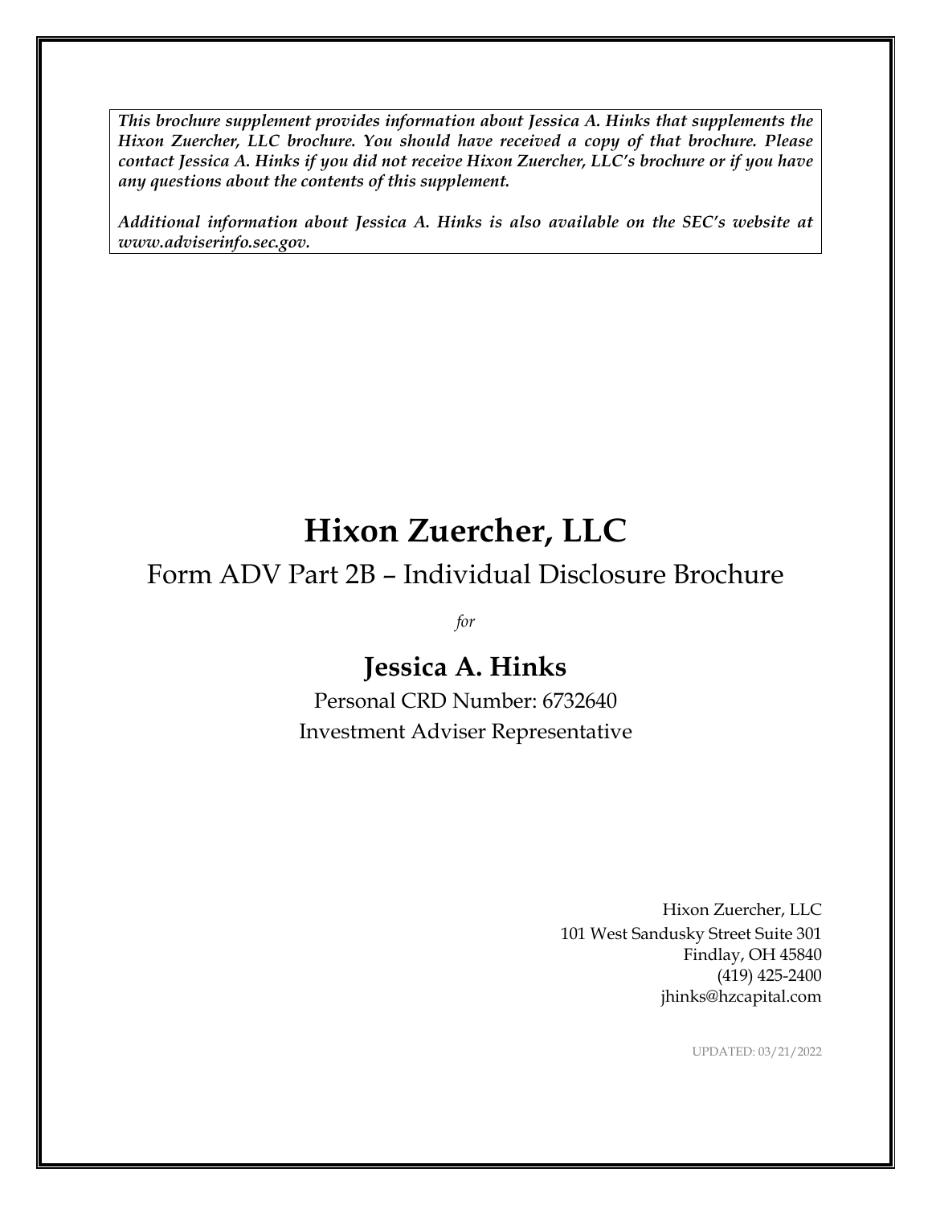***This brochure supplement provides information about Jessica A. Hinks that supplements the Hixon Zuercher, LLC brochure. You should have received a copy of that brochure. Please contact Jessica A. Hinks if you did not receive Hixon Zuercher, LLC's brochure or if you have any questions about the contents of this supplement.***

***Additional information about Jessica A. Hinks is also available on the SEC's website at www.adviserinfo.sec.gov.***

# Hixon Zuercher, LLC

## Form ADV Part 2B – Individual Disclosure Brochure

*for*

## Jessica A. Hinks

Personal CRD Number: 6732640

Investment Adviser Representative

Hixon Zuercher, LLC
101 West Sandusky Street Suite 301
Findlay, OH 45840
(419) 425-2400
jhinks@hzcapital.com

UPDATED: 03/21/2022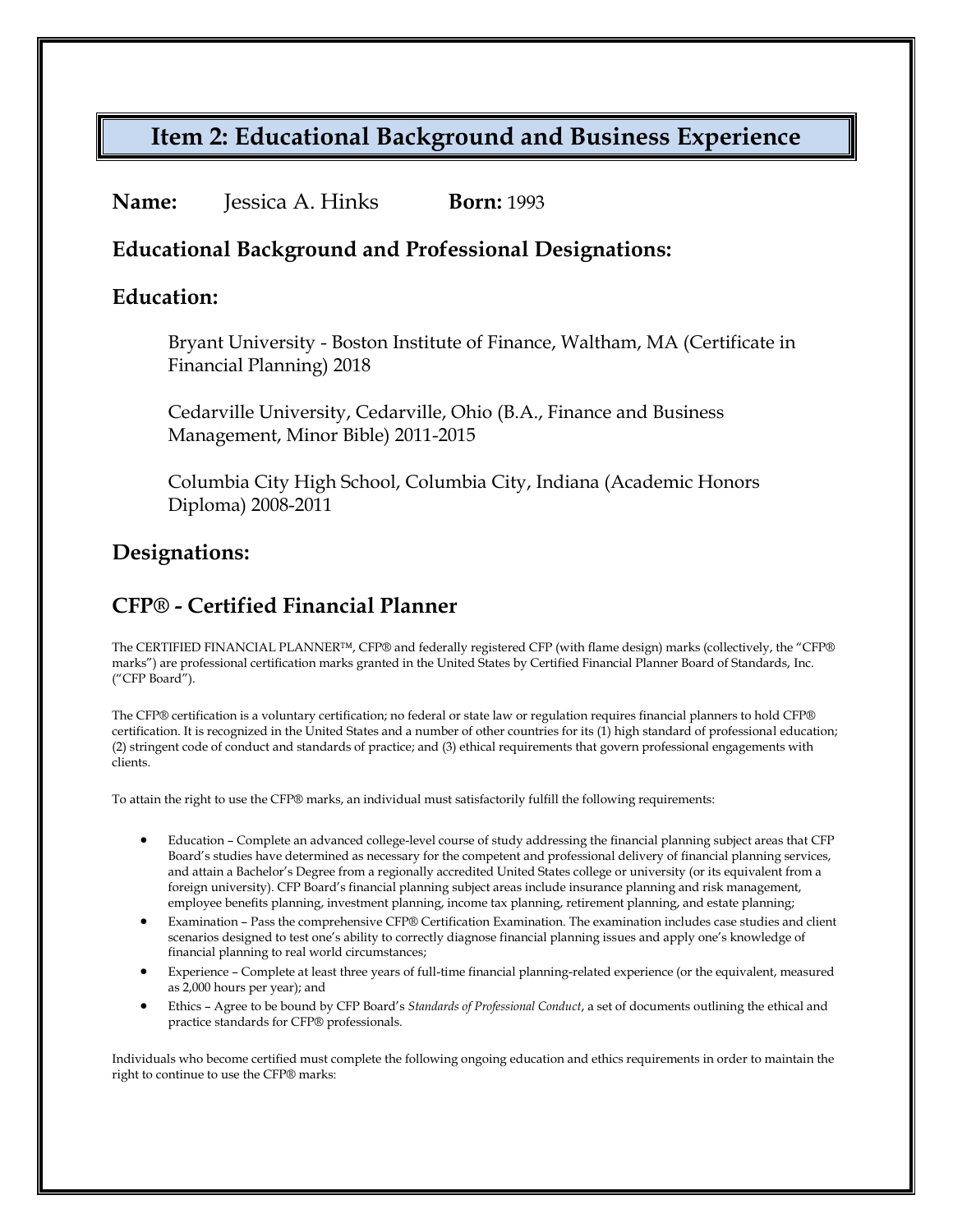## Item 2: Educational Background and Business Experience

**Name:** Jessica A. Hinks **Born:** 1993

### Educational Background and Professional Designations:

### Education:

Bryant University - Boston Institute of Finance, Waltham, MA (Certificate in Financial Planning) 2018

Cedarville University, Cedarville, Ohio (B.A., Finance and Business Management, Minor Bible) 2011-2015

Columbia City High School, Columbia City, Indiana (Academic Honors Diploma) 2008-2011

### Designations:

### CFP® - Certified Financial Planner

The CERTIFIED FINANCIAL PLANNER™, CFP® and federally registered CFP (with flame design) marks (collectively, the "CFP® marks") are professional certification marks granted in the United States by Certified Financial Planner Board of Standards, Inc. ("CFP Board").

The CFP® certification is a voluntary certification; no federal or state law or regulation requires financial planners to hold CFP® certification. It is recognized in the United States and a number of other countries for its (1) high standard of professional education; (2) stringent code of conduct and standards of practice; and (3) ethical requirements that govern professional engagements with clients.

To attain the right to use the CFP® marks, an individual must satisfactorily fulfill the following requirements:

- Education – Complete an advanced college-level course of study addressing the financial planning subject areas that CFP Board's studies have determined as necessary for the competent and professional delivery of financial planning services, and attain a Bachelor's Degree from a regionally accredited United States college or university (or its equivalent from a foreign university). CFP Board's financial planning subject areas include insurance planning and risk management, employee benefits planning, investment planning, income tax planning, retirement planning, and estate planning;
- Examination – Pass the comprehensive CFP® Certification Examination. The examination includes case studies and client scenarios designed to test one's ability to correctly diagnose financial planning issues and apply one's knowledge of financial planning to real world circumstances;
- Experience – Complete at least three years of full-time financial planning-related experience (or the equivalent, measured as 2,000 hours per year); and
- Ethics – Agree to be bound by CFP Board's *Standards of Professional Conduct*, a set of documents outlining the ethical and practice standards for CFP® professionals.

Individuals who become certified must complete the following ongoing education and ethics requirements in order to maintain the right to continue to use the CFP® marks: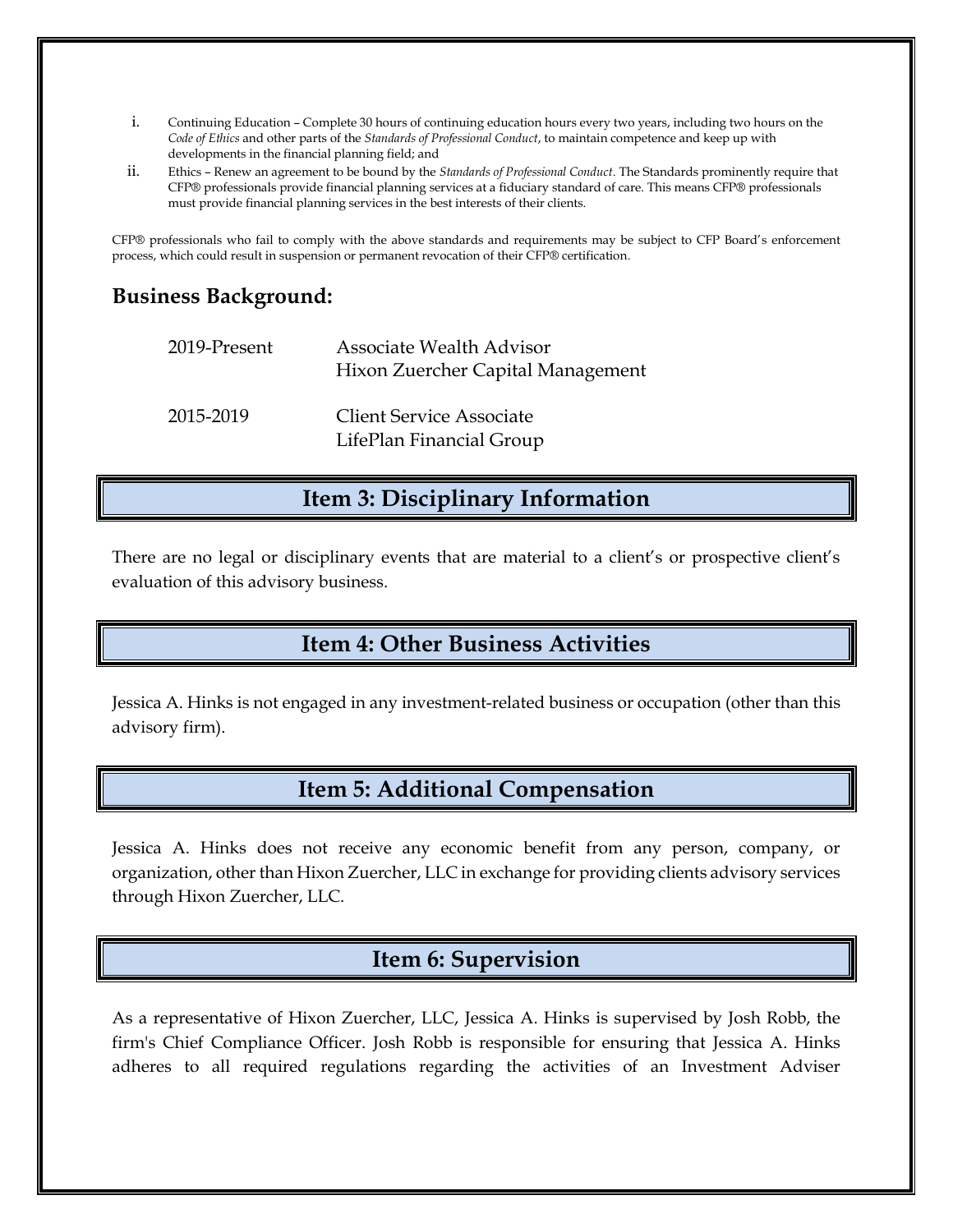i. Continuing Education – Complete 30 hours of continuing education hours every two years, including two hours on the *Code of Ethics* and other parts of the *Standards of Professional Conduct*, to maintain competence and keep up with developments in the financial planning field; and
ii. Ethics – Renew an agreement to be bound by the *Standards of Professional Conduct*. The Standards prominently require that CFP® professionals provide financial planning services at a fiduciary standard of care. This means CFP® professionals must provide financial planning services in the best interests of their clients.

CFP® professionals who fail to comply with the above standards and requirements may be subject to CFP Board's enforcement process, which could result in suspension or permanent revocation of their CFP® certification.

## Business Background:

| | |
|---|---|
| 2019-Present | Associate Wealth Advisor<br>Hixon Zuercher Capital Management |
| 2015-2019 | Client Service Associate<br>LifePlan Financial Group |

## Item 3: Disciplinary Information

There are no legal or disciplinary events that are material to a client's or prospective client's evaluation of this advisory business.

## Item 4: Other Business Activities

Jessica A. Hinks is not engaged in any investment-related business or occupation (other than this advisory firm).

## Item 5: Additional Compensation

Jessica A. Hinks does not receive any economic benefit from any person, company, or organization, other than Hixon Zuercher, LLC in exchange for providing clients advisory services through Hixon Zuercher, LLC.

## Item 6: Supervision

As a representative of Hixon Zuercher, LLC, Jessica A. Hinks is supervised by Josh Robb, the firm's Chief Compliance Officer. Josh Robb is responsible for ensuring that Jessica A. Hinks adheres to all required regulations regarding the activities of an Investment Adviser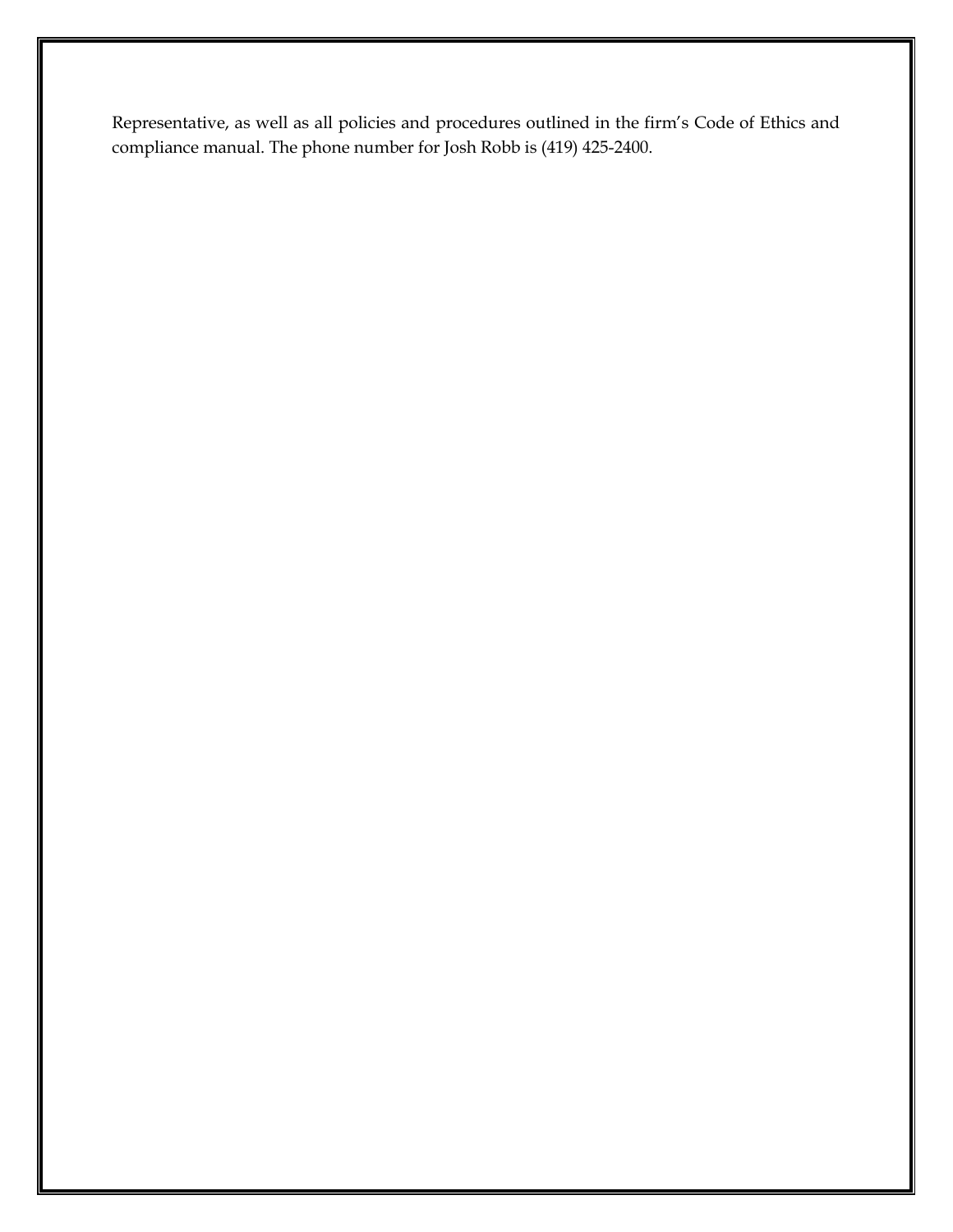Representative, as well as all policies and procedures outlined in the firm's Code of Ethics and compliance manual. The phone number for Josh Robb is (419) 425-2400.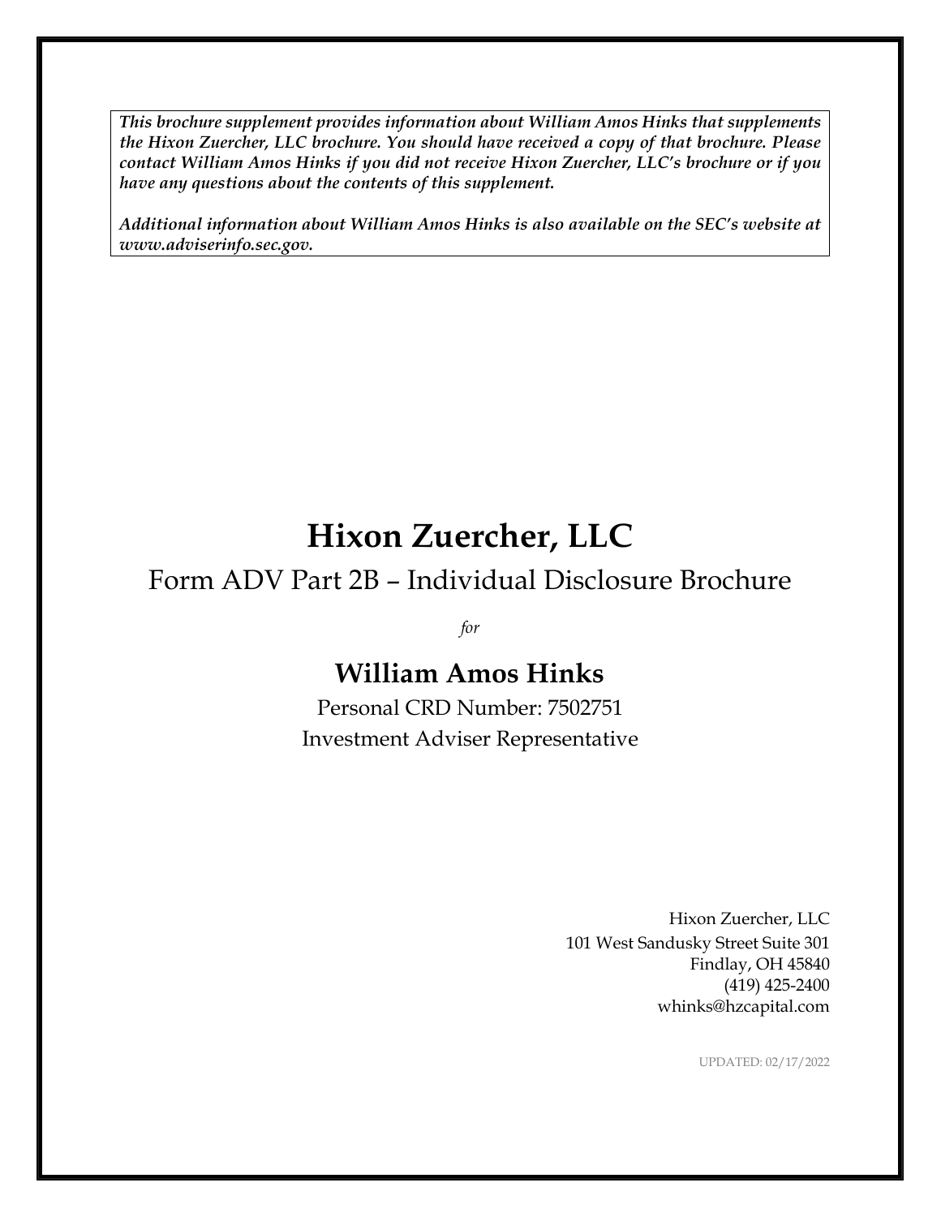***This brochure supplement provides information about William Amos Hinks that supplements the Hixon Zuercher, LLC brochure. You should have received a copy of that brochure. Please contact William Amos Hinks if you did not receive Hixon Zuercher, LLC's brochure or if you have any questions about the contents of this supplement.***

***Additional information about William Amos Hinks is also available on the SEC's website at www.adviserinfo.sec.gov.***

# Hixon Zuercher, LLC

## Form ADV Part 2B – Individual Disclosure Brochure

*for*

## William Amos Hinks

Personal CRD Number: 7502751

Investment Adviser Representative

Hixon Zuercher, LLC
101 West Sandusky Street Suite 301
Findlay, OH 45840
(419) 425-2400
whinks@hzcapital.com

UPDATED: 02/17/2022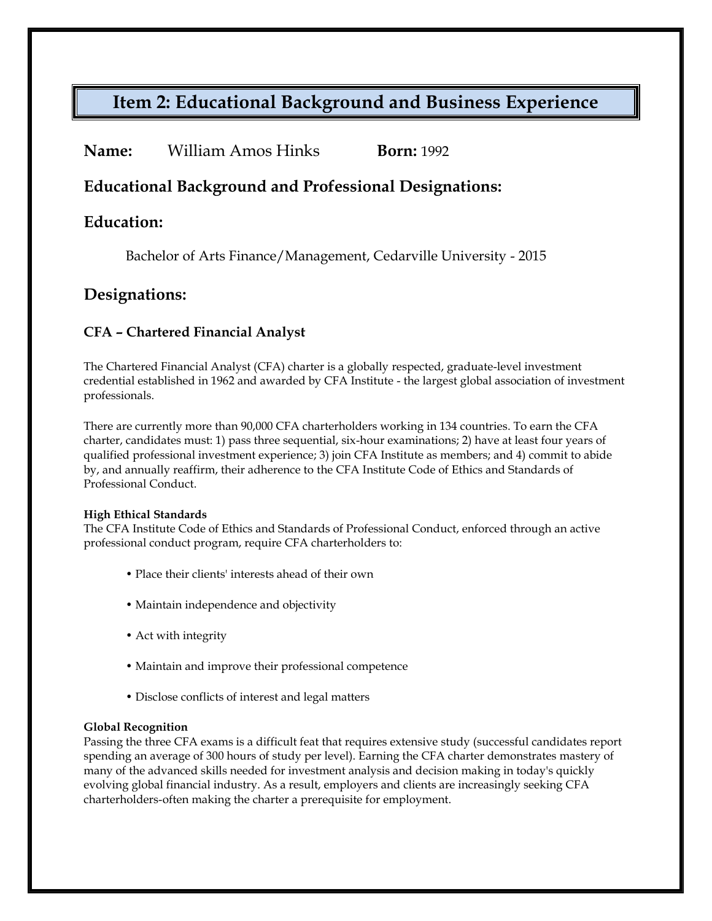# Item 2: Educational Background and Business Experience

**Name:** William Amos Hinks **Born:** 1992

## Educational Background and Professional Designations:

## Education:

Bachelor of Arts Finance/Management, Cedarville University - 2015

## Designations:

### CFA – Chartered Financial Analyst

The Chartered Financial Analyst (CFA) charter is a globally respected, graduate-level investment credential established in 1962 and awarded by CFA Institute - the largest global association of investment professionals.

There are currently more than 90,000 CFA charterholders working in 134 countries. To earn the CFA charter, candidates must: 1) pass three sequential, six-hour examinations; 2) have at least four years of qualified professional investment experience; 3) join CFA Institute as members; and 4) commit to abide by, and annually reaffirm, their adherence to the CFA Institute Code of Ethics and Standards of Professional Conduct.

**High Ethical Standards**
The CFA Institute Code of Ethics and Standards of Professional Conduct, enforced through an active professional conduct program, require CFA charterholders to:

- Place their clients' interests ahead of their own
- Maintain independence and objectivity
- Act with integrity
- Maintain and improve their professional competence
- Disclose conflicts of interest and legal matters

**Global Recognition**
Passing the three CFA exams is a difficult feat that requires extensive study (successful candidates report spending an average of 300 hours of study per level). Earning the CFA charter demonstrates mastery of many of the advanced skills needed for investment analysis and decision making in today's quickly evolving global financial industry. As a result, employers and clients are increasingly seeking CFA charterholders-often making the charter a prerequisite for employment.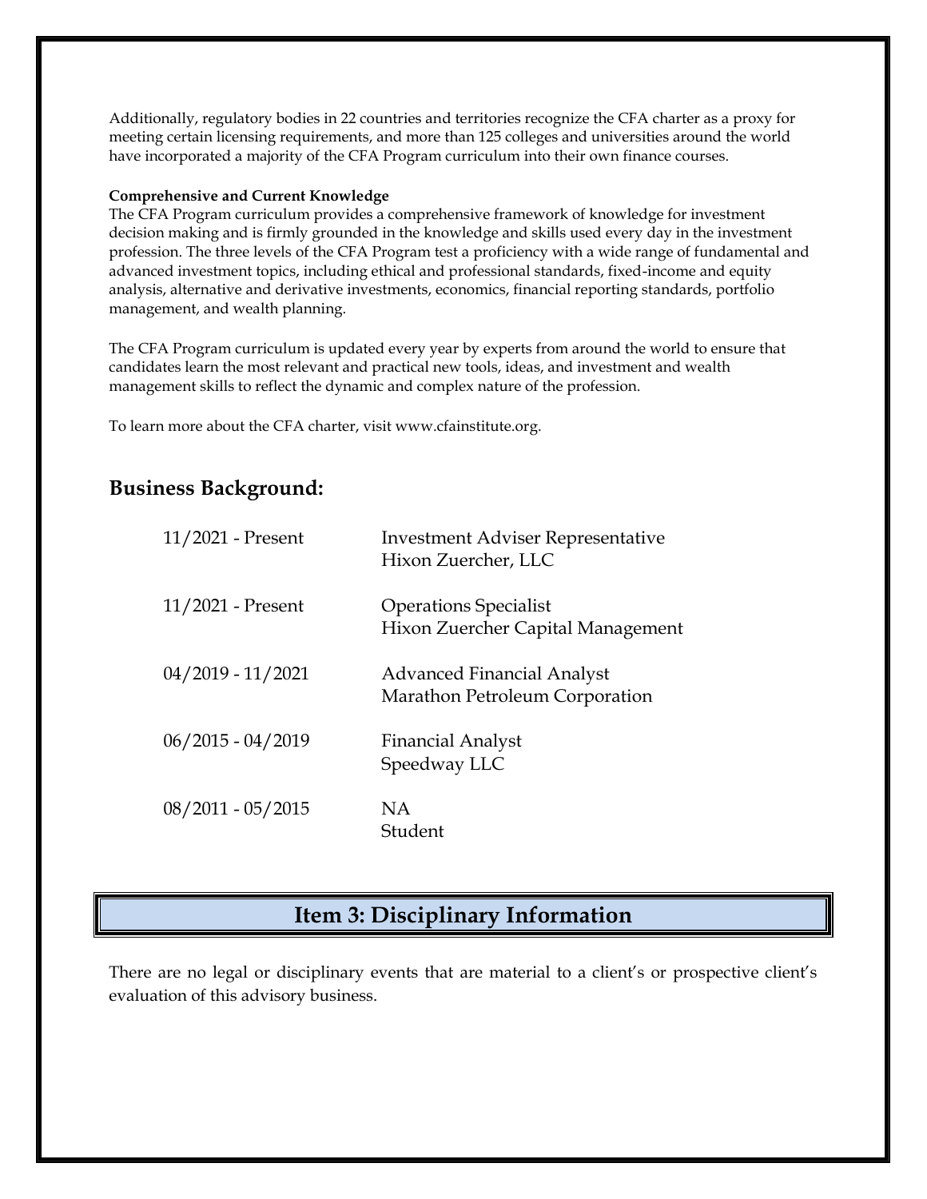Additionally, regulatory bodies in 22 countries and territories recognize the CFA charter as a proxy for meeting certain licensing requirements, and more than 125 colleges and universities around the world have incorporated a majority of the CFA Program curriculum into their own finance courses.

**Comprehensive and Current Knowledge**
The CFA Program curriculum provides a comprehensive framework of knowledge for investment decision making and is firmly grounded in the knowledge and skills used every day in the investment profession. The three levels of the CFA Program test a proficiency with a wide range of fundamental and advanced investment topics, including ethical and professional standards, fixed-income and equity analysis, alternative and derivative investments, economics, financial reporting standards, portfolio management, and wealth planning.

The CFA Program curriculum is updated every year by experts from around the world to ensure that candidates learn the most relevant and practical new tools, ideas, and investment and wealth management skills to reflect the dynamic and complex nature of the profession.

To learn more about the CFA charter, visit www.cfainstitute.org.

## Business Background:

| | |
|---|---|
| 11/2021 - Present | Investment Adviser Representative<br>Hixon Zuercher, LLC |
| 11/2021 - Present | Operations Specialist<br>Hixon Zuercher Capital Management |
| 04/2019 - 11/2021 | Advanced Financial Analyst<br>Marathon Petroleum Corporation |
| 06/2015 - 04/2019 | Financial Analyst<br>Speedway LLC |
| 08/2011 - 05/2015 | NA<br>Student |

## Item 3: Disciplinary Information

There are no legal or disciplinary events that are material to a client's or prospective client's evaluation of this advisory business.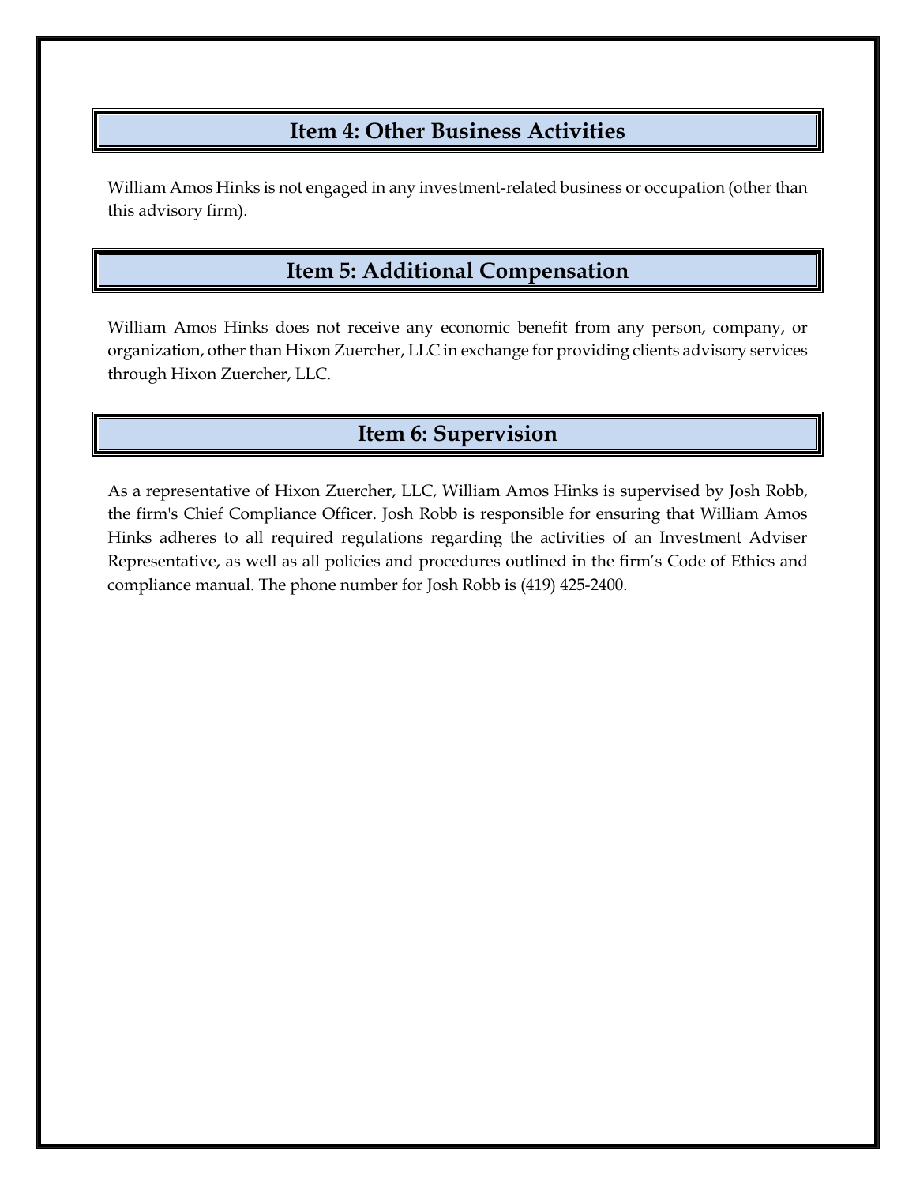## Item 4: Other Business Activities

William Amos Hinks is not engaged in any investment-related business or occupation (other than this advisory firm).

## Item 5: Additional Compensation

William Amos Hinks does not receive any economic benefit from any person, company, or organization, other than Hixon Zuercher, LLC in exchange for providing clients advisory services through Hixon Zuercher, LLC.

## Item 6: Supervision

As a representative of Hixon Zuercher, LLC, William Amos Hinks is supervised by Josh Robb, the firm's Chief Compliance Officer. Josh Robb is responsible for ensuring that William Amos Hinks adheres to all required regulations regarding the activities of an Investment Adviser Representative, as well as all policies and procedures outlined in the firm's Code of Ethics and compliance manual. The phone number for Josh Robb is (419) 425-2400.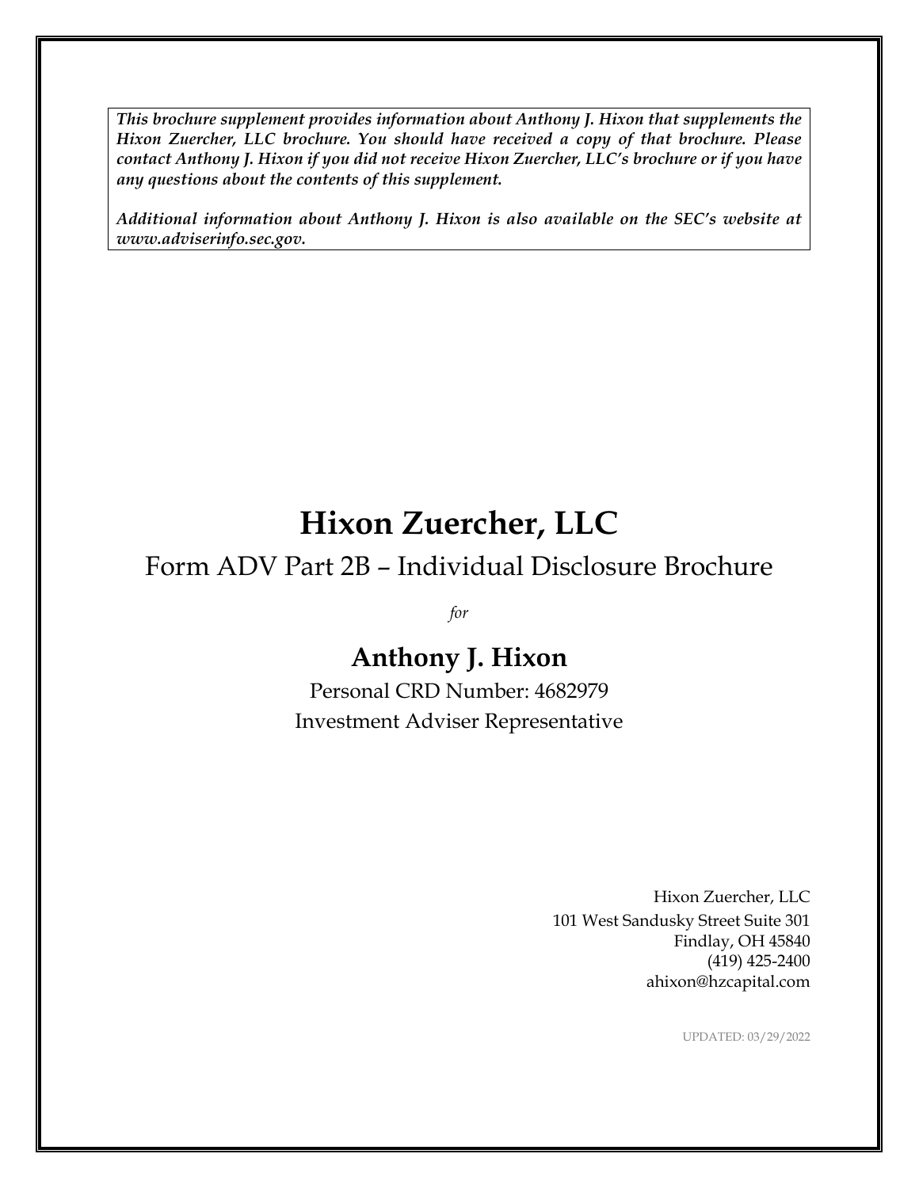***This brochure supplement provides information about Anthony J. Hixon that supplements the Hixon Zuercher, LLC brochure. You should have received a copy of that brochure. Please contact Anthony J. Hixon if you did not receive Hixon Zuercher, LLC's brochure or if you have any questions about the contents of this supplement.***

***Additional information about Anthony J. Hixon is also available on the SEC's website at www.adviserinfo.sec.gov.***

# Hixon Zuercher, LLC

## Form ADV Part 2B – Individual Disclosure Brochure

*for*

## Anthony J. Hixon

Personal CRD Number: 4682979

Investment Adviser Representative

Hixon Zuercher, LLC
101 West Sandusky Street Suite 301
Findlay, OH 45840
(419) 425-2400
ahixon@hzcapital.com

UPDATED: 03/29/2022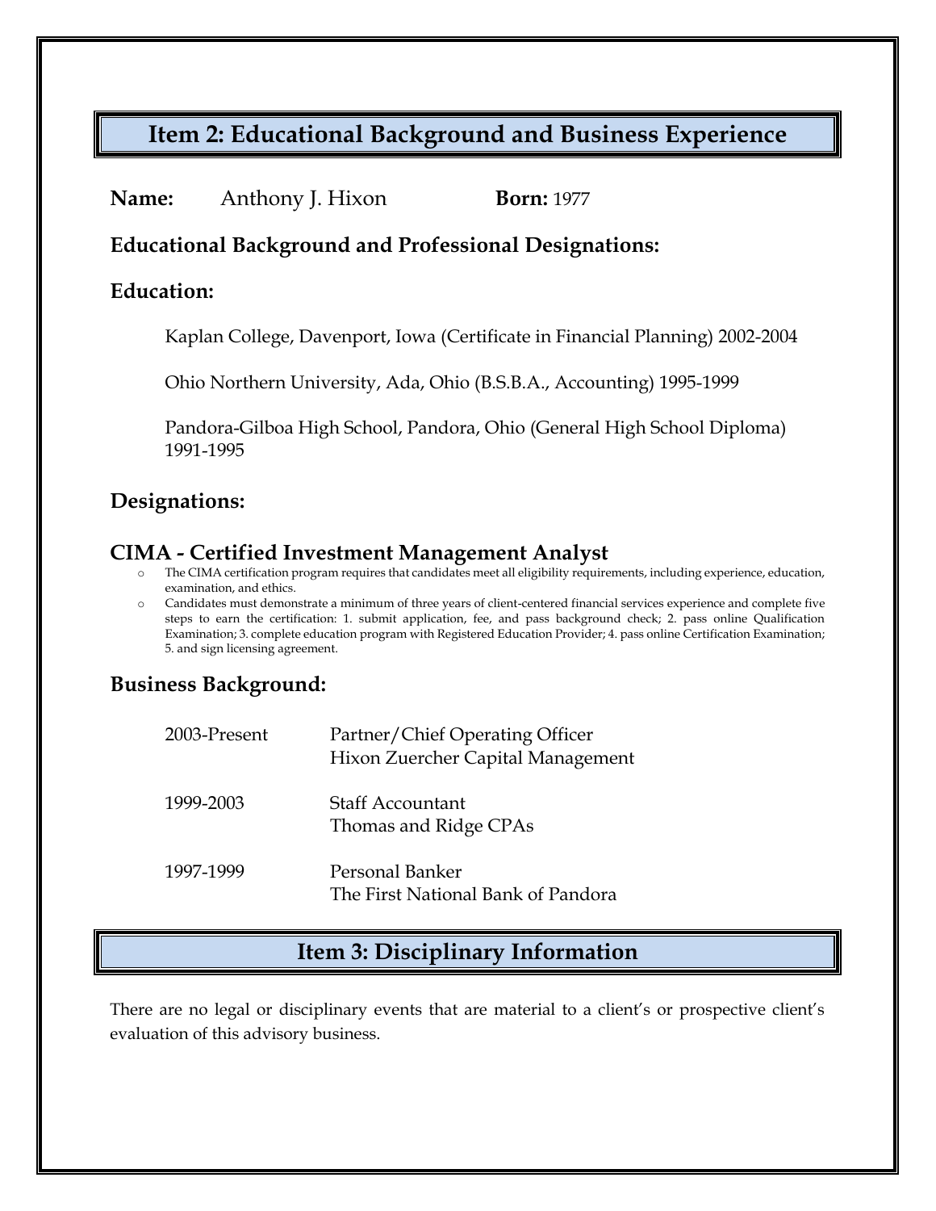## Item 2: Educational Background and Business Experience

**Name:** Anthony J. Hixon **Born:** 1977

### Educational Background and Professional Designations:

### Education:

Kaplan College, Davenport, Iowa (Certificate in Financial Planning) 2002-2004

Ohio Northern University, Ada, Ohio (B.S.B.A., Accounting) 1995-1999

Pandora-Gilboa High School, Pandora, Ohio (General High School Diploma) 1991-1995

### Designations:

### CIMA - Certified Investment Management Analyst

- The CIMA certification program requires that candidates meet all eligibility requirements, including experience, education, examination, and ethics.
- Candidates must demonstrate a minimum of three years of client-centered financial services experience and complete five steps to earn the certification: 1. submit application, fee, and pass background check; 2. pass online Qualification Examination; 3. complete education program with Registered Education Provider; 4. pass online Certification Examination; 5. and sign licensing agreement.

### Business Background:

| | |
|---|---|
| 2003-Present | Partner/Chief Operating Officer<br>Hixon Zuercher Capital Management |
| 1999-2003 | Staff Accountant<br>Thomas and Ridge CPAs |
| 1997-1999 | Personal Banker<br>The First National Bank of Pandora |

## Item 3: Disciplinary Information

There are no legal or disciplinary events that are material to a client's or prospective client's evaluation of this advisory business.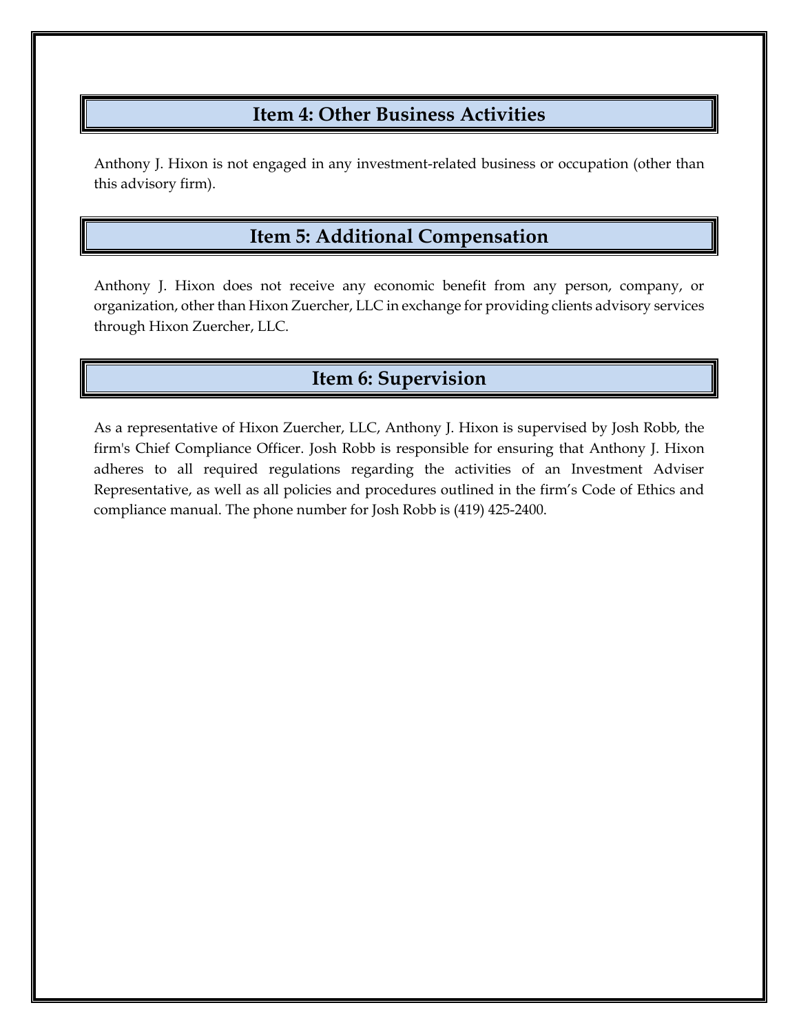## Item 4: Other Business Activities

Anthony J. Hixon is not engaged in any investment-related business or occupation (other than this advisory firm).

## Item 5: Additional Compensation

Anthony J. Hixon does not receive any economic benefit from any person, company, or organization, other than Hixon Zuercher, LLC in exchange for providing clients advisory services through Hixon Zuercher, LLC.

## Item 6: Supervision

As a representative of Hixon Zuercher, LLC, Anthony J. Hixon is supervised by Josh Robb, the firm's Chief Compliance Officer. Josh Robb is responsible for ensuring that Anthony J. Hixon adheres to all required regulations regarding the activities of an Investment Adviser Representative, as well as all policies and procedures outlined in the firm's Code of Ethics and compliance manual. The phone number for Josh Robb is (419) 425-2400.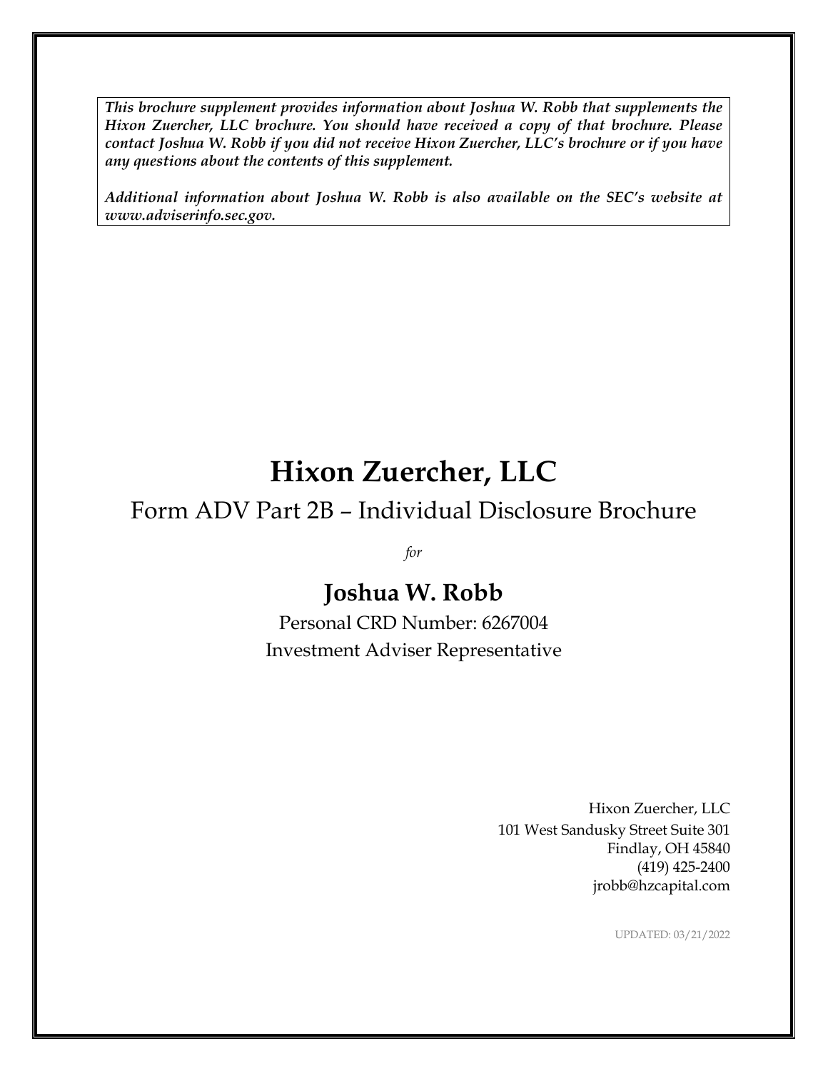***This brochure supplement provides information about Joshua W. Robb that supplements the Hixon Zuercher, LLC brochure. You should have received a copy of that brochure. Please contact Joshua W. Robb if you did not receive Hixon Zuercher, LLC's brochure or if you have any questions about the contents of this supplement.***

***Additional information about Joshua W. Robb is also available on the SEC's website at www.adviserinfo.sec.gov.***

# Hixon Zuercher, LLC

## Form ADV Part 2B – Individual Disclosure Brochure

*for*

## Joshua W. Robb

Personal CRD Number: 6267004
Investment Adviser Representative

Hixon Zuercher, LLC
101 West Sandusky Street Suite 301
Findlay, OH 45840
(419) 425-2400
jrobb@hzcapital.com

UPDATED: 03/21/2022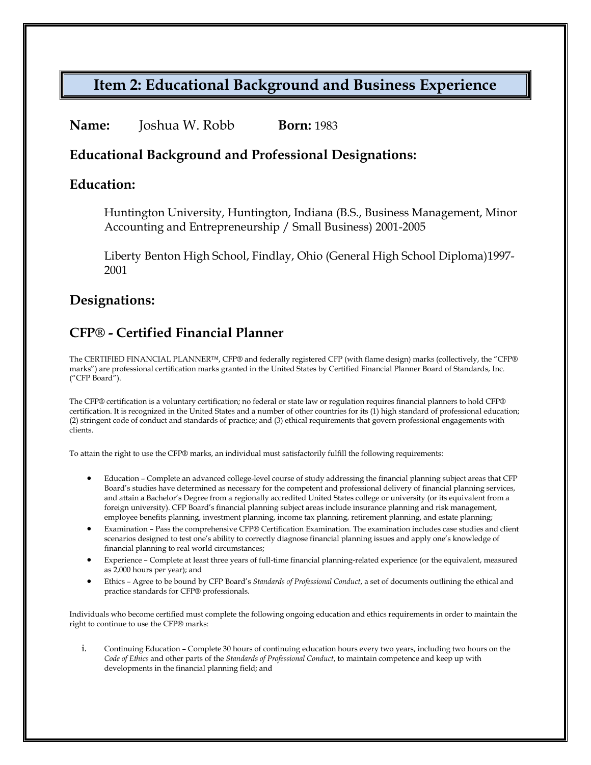# Item 2: Educational Background and Business Experience

**Name:** Joshua W. Robb **Born:** 1983

## Educational Background and Professional Designations:

## Education:

Huntington University, Huntington, Indiana (B.S., Business Management, Minor Accounting and Entrepreneurship / Small Business) 2001-2005

Liberty Benton High School, Findlay, Ohio (General High School Diploma)1997-2001

## Designations:

## CFP® - Certified Financial Planner

The CERTIFIED FINANCIAL PLANNER™, CFP® and federally registered CFP (with flame design) marks (collectively, the "CFP® marks") are professional certification marks granted in the United States by Certified Financial Planner Board of Standards, Inc. ("CFP Board").

The CFP® certification is a voluntary certification; no federal or state law or regulation requires financial planners to hold CFP® certification. It is recognized in the United States and a number of other countries for its (1) high standard of professional education; (2) stringent code of conduct and standards of practice; and (3) ethical requirements that govern professional engagements with clients.

To attain the right to use the CFP® marks, an individual must satisfactorily fulfill the following requirements:

- Education – Complete an advanced college-level course of study addressing the financial planning subject areas that CFP Board's studies have determined as necessary for the competent and professional delivery of financial planning services, and attain a Bachelor's Degree from a regionally accredited United States college or university (or its equivalent from a foreign university). CFP Board's financial planning subject areas include insurance planning and risk management, employee benefits planning, investment planning, income tax planning, retirement planning, and estate planning;
- Examination – Pass the comprehensive CFP® Certification Examination. The examination includes case studies and client scenarios designed to test one's ability to correctly diagnose financial planning issues and apply one's knowledge of financial planning to real world circumstances;
- Experience – Complete at least three years of full-time financial planning-related experience (or the equivalent, measured as 2,000 hours per year); and
- Ethics – Agree to be bound by CFP Board's *Standards of Professional Conduct*, a set of documents outlining the ethical and practice standards for CFP® professionals.

Individuals who become certified must complete the following ongoing education and ethics requirements in order to maintain the right to continue to use the CFP® marks:

i. Continuing Education – Complete 30 hours of continuing education hours every two years, including two hours on the *Code of Ethics* and other parts of the *Standards of Professional Conduct*, to maintain competence and keep up with developments in the financial planning field; and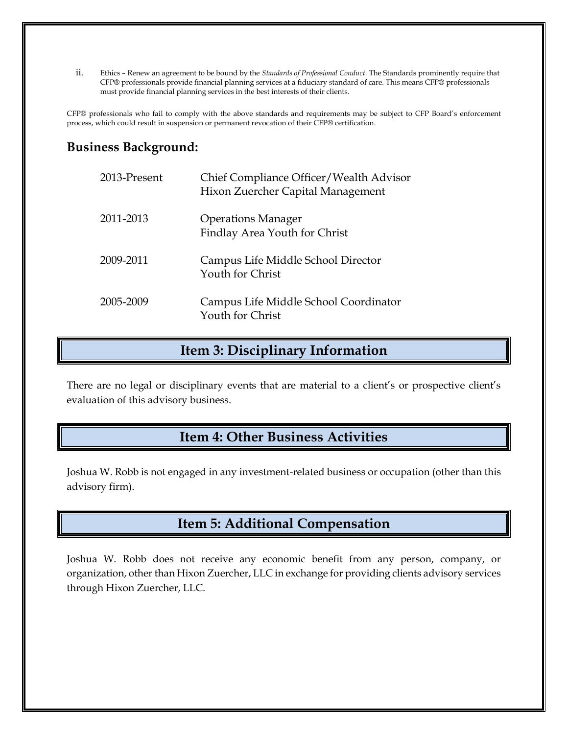ii. Ethics – Renew an agreement to be bound by the *Standards of Professional Conduct*. The Standards prominently require that CFP® professionals provide financial planning services at a fiduciary standard of care. This means CFP® professionals must provide financial planning services in the best interests of their clients.

CFP® professionals who fail to comply with the above standards and requirements may be subject to CFP Board's enforcement process, which could result in suspension or permanent revocation of their CFP® certification.

### Business Background:

| | |
|---|---|
| 2013-Present | Chief Compliance Officer/Wealth Advisor<br>Hixon Zuercher Capital Management |
| 2011-2013 | Operations Manager<br>Findlay Area Youth for Christ |
| 2009-2011 | Campus Life Middle School Director<br>Youth for Christ |
| 2005-2009 | Campus Life Middle School Coordinator<br>Youth for Christ |

## Item 3: Disciplinary Information

There are no legal or disciplinary events that are material to a client's or prospective client's evaluation of this advisory business.

## Item 4: Other Business Activities

Joshua W. Robb is not engaged in any investment-related business or occupation (other than this advisory firm).

## Item 5: Additional Compensation

Joshua W. Robb does not receive any economic benefit from any person, company, or organization, other than Hixon Zuercher, LLC in exchange for providing clients advisory services through Hixon Zuercher, LLC.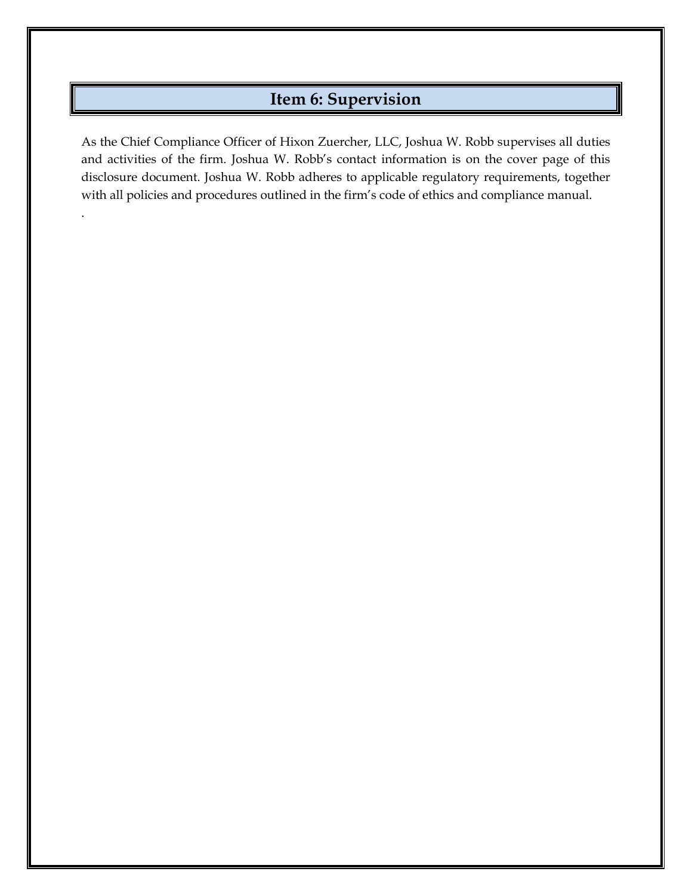## Item 6: Supervision

As the Chief Compliance Officer of Hixon Zuercher, LLC, Joshua W. Robb supervises all duties and activities of the firm. Joshua W. Robb's contact information is on the cover page of this disclosure document. Joshua W. Robb adheres to applicable regulatory requirements, together with all policies and procedures outlined in the firm's code of ethics and compliance manual.

.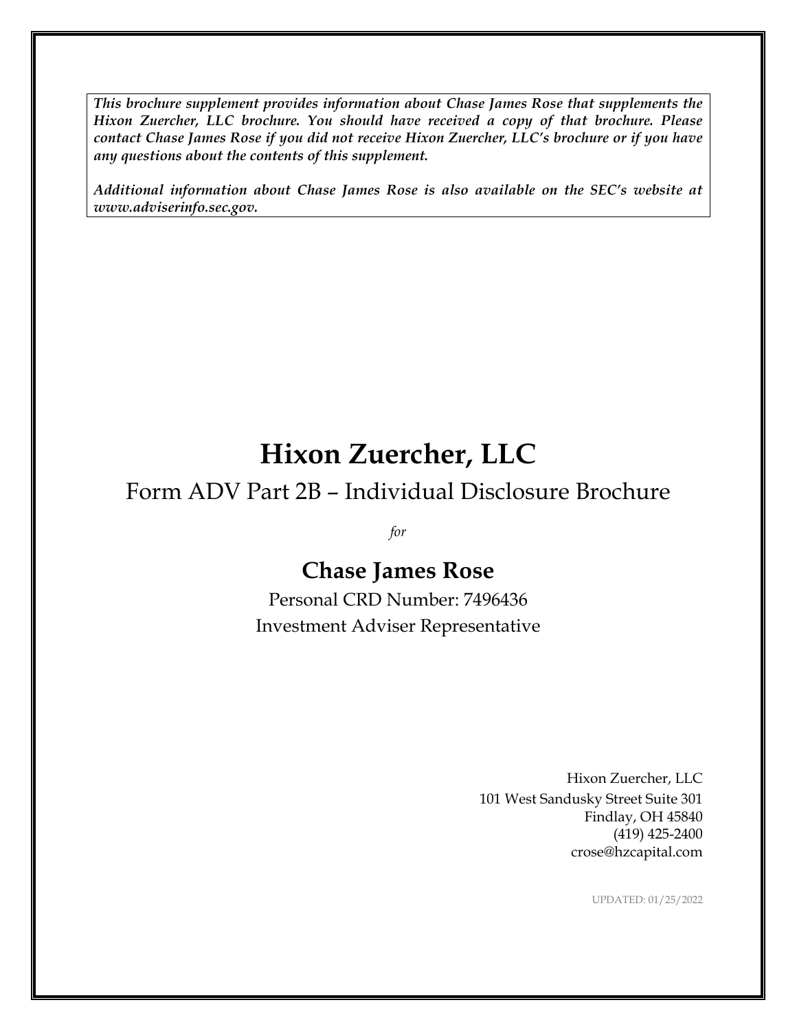***This brochure supplement provides information about Chase James Rose that supplements the Hixon Zuercher, LLC brochure. You should have received a copy of that brochure. Please contact Chase James Rose if you did not receive Hixon Zuercher, LLC's brochure or if you have any questions about the contents of this supplement.***

***Additional information about Chase James Rose is also available on the SEC's website at www.adviserinfo.sec.gov.***

# Hixon Zuercher, LLC

## Form ADV Part 2B – Individual Disclosure Brochure

*for*

## Chase James Rose

Personal CRD Number: 7496436

Investment Adviser Representative

Hixon Zuercher, LLC
101 West Sandusky Street Suite 301
Findlay, OH 45840
(419) 425-2400
crose@hzcapital.com

UPDATED: 01/25/2022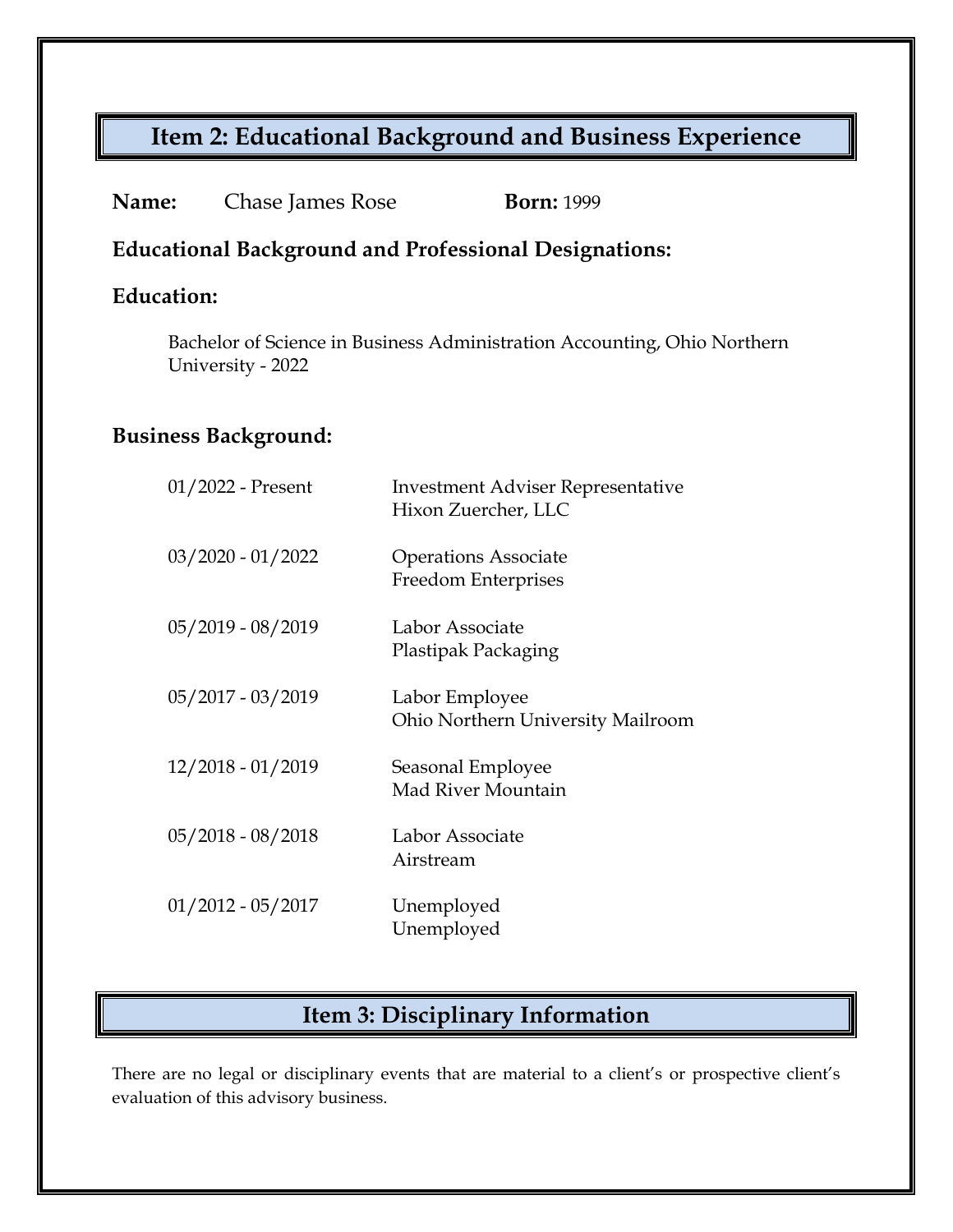## Item 2: Educational Background and Business Experience

**Name:** Chase James Rose **Born:** 1999

**Educational Background and Professional Designations:**

**Education:**

Bachelor of Science in Business Administration Accounting, Ohio Northern University - 2022

**Business Background:**

| | |
|---|---|
| 01/2022 - Present | Investment Adviser Representative<br>Hixon Zuercher, LLC |
| 03/2020 - 01/2022 | Operations Associate<br>Freedom Enterprises |
| 05/2019 - 08/2019 | Labor Associate<br>Plastipak Packaging |
| 05/2017 - 03/2019 | Labor Employee<br>Ohio Northern University Mailroom |
| 12/2018 - 01/2019 | Seasonal Employee<br>Mad River Mountain |
| 05/2018 - 08/2018 | Labor Associate<br>Airstream |
| 01/2012 - 05/2017 | Unemployed<br>Unemployed |

## Item 3: Disciplinary Information

There are no legal or disciplinary events that are material to a client's or prospective client's evaluation of this advisory business.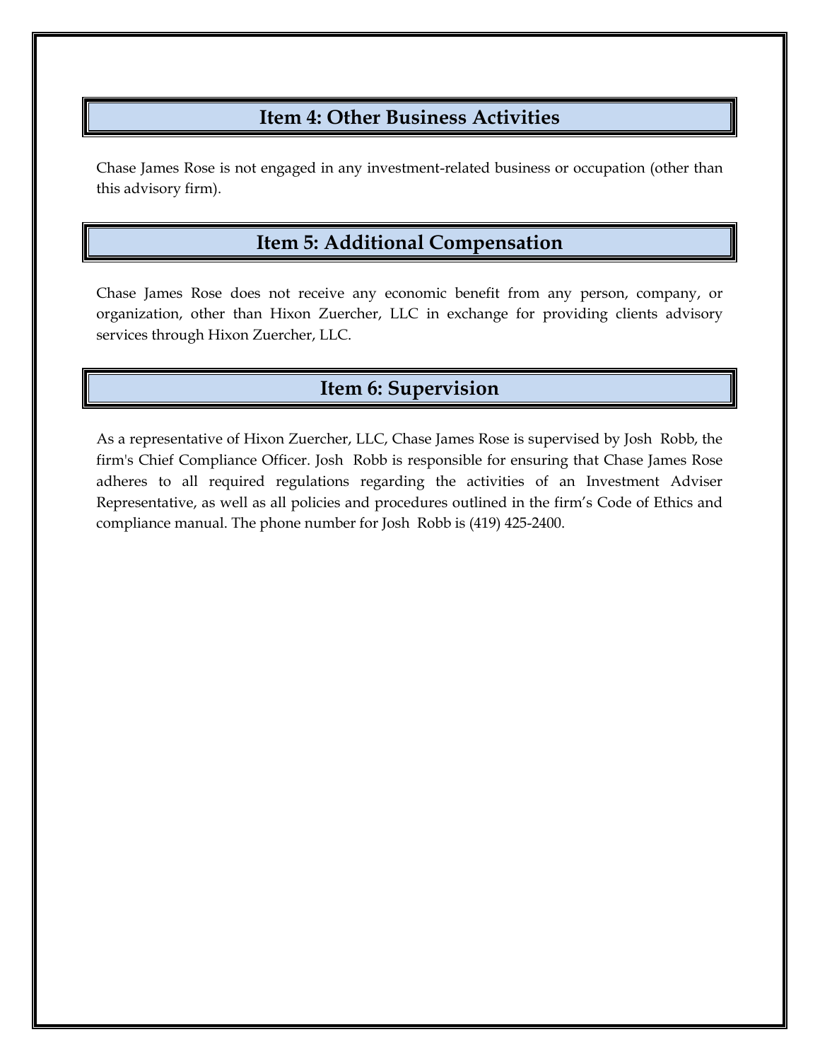## Item 4: Other Business Activities

Chase James Rose is not engaged in any investment-related business or occupation (other than this advisory firm).

## Item 5: Additional Compensation

Chase James Rose does not receive any economic benefit from any person, company, or organization, other than Hixon Zuercher, LLC in exchange for providing clients advisory services through Hixon Zuercher, LLC.

## Item 6: Supervision

As a representative of Hixon Zuercher, LLC, Chase James Rose is supervised by Josh Robb, the firm's Chief Compliance Officer. Josh Robb is responsible for ensuring that Chase James Rose adheres to all required regulations regarding the activities of an Investment Adviser Representative, as well as all policies and procedures outlined in the firm's Code of Ethics and compliance manual. The phone number for Josh Robb is (419) 425-2400.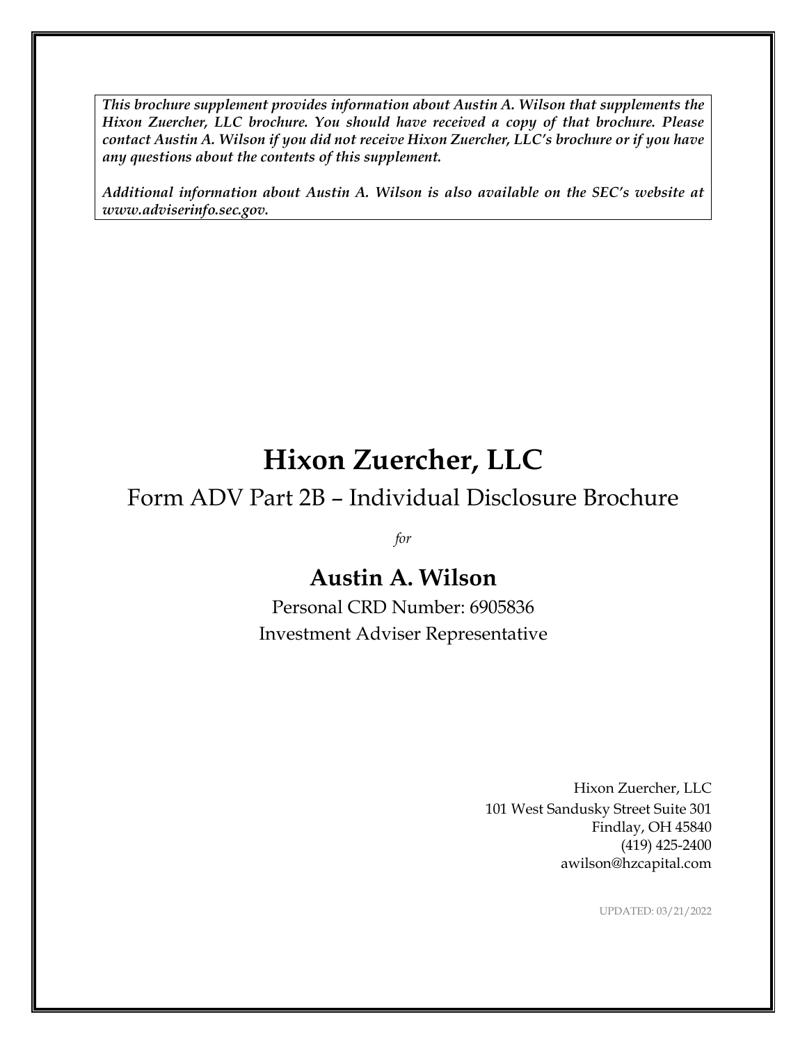***This brochure supplement provides information about Austin A. Wilson that supplements the Hixon Zuercher, LLC brochure. You should have received a copy of that brochure. Please contact Austin A. Wilson if you did not receive Hixon Zuercher, LLC's brochure or if you have any questions about the contents of this supplement.***

***Additional information about Austin A. Wilson is also available on the SEC's website at www.adviserinfo.sec.gov.***

# Hixon Zuercher, LLC

## Form ADV Part 2B – Individual Disclosure Brochure

*for*

## Austin A. Wilson

Personal CRD Number: 6905836

Investment Adviser Representative

Hixon Zuercher, LLC
101 West Sandusky Street Suite 301
Findlay, OH 45840
(419) 425-2400
awilson@hzcapital.com

UPDATED: 03/21/2022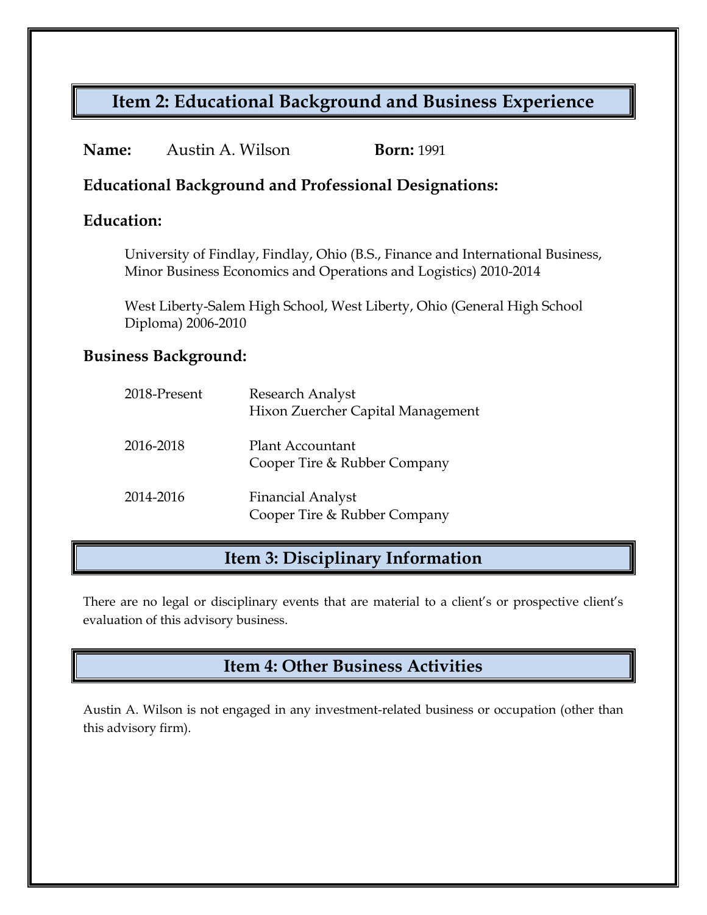## Item 2: Educational Background and Business Experience

**Name:** Austin A. Wilson **Born:** 1991

**Educational Background and Professional Designations:**

**Education:**

University of Findlay, Findlay, Ohio (B.S., Finance and International Business, Minor Business Economics and Operations and Logistics) 2010-2014

West Liberty-Salem High School, West Liberty, Ohio (General High School Diploma) 2006-2010

**Business Background:**

| | |
|---|---|
| 2018-Present | Research Analyst<br>Hixon Zuercher Capital Management |
| 2016-2018 | Plant Accountant<br>Cooper Tire & Rubber Company |
| 2014-2016 | Financial Analyst<br>Cooper Tire & Rubber Company |

## Item 3: Disciplinary Information

There are no legal or disciplinary events that are material to a client's or prospective client's evaluation of this advisory business.

## Item 4: Other Business Activities

Austin A. Wilson is not engaged in any investment-related business or occupation (other than this advisory firm).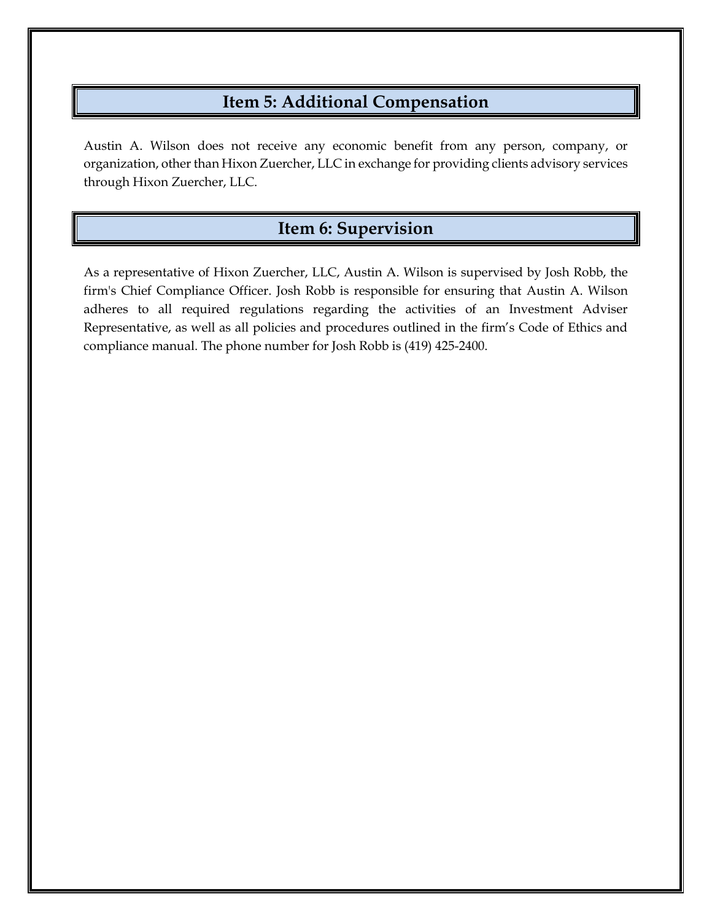## Item 5: Additional Compensation

Austin A. Wilson does not receive any economic benefit from any person, company, or organization, other than Hixon Zuercher, LLC in exchange for providing clients advisory services through Hixon Zuercher, LLC.

## Item 6: Supervision

As a representative of Hixon Zuercher, LLC, Austin A. Wilson is supervised by Josh Robb, the firm's Chief Compliance Officer. Josh Robb is responsible for ensuring that Austin A. Wilson adheres to all required regulations regarding the activities of an Investment Adviser Representative, as well as all policies and procedures outlined in the firm's Code of Ethics and compliance manual. The phone number for Josh Robb is (419) 425-2400.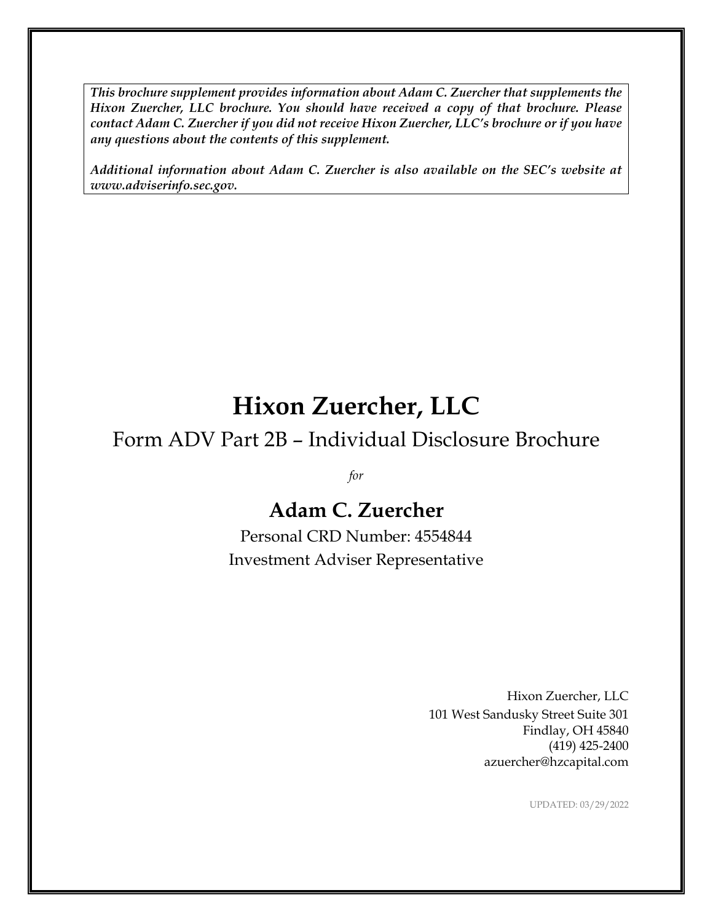***This brochure supplement provides information about Adam C. Zuercher that supplements the Hixon Zuercher, LLC brochure. You should have received a copy of that brochure. Please contact Adam C. Zuercher if you did not receive Hixon Zuercher, LLC's brochure or if you have any questions about the contents of this supplement.***

***Additional information about Adam C. Zuercher is also available on the SEC's website at www.adviserinfo.sec.gov.***

# Hixon Zuercher, LLC

## Form ADV Part 2B – Individual Disclosure Brochure

*for*

## Adam C. Zuercher

Personal CRD Number: 4554844
Investment Adviser Representative

Hixon Zuercher, LLC
101 West Sandusky Street Suite 301
Findlay, OH 45840
(419) 425-2400
azuercher@hzcapital.com

UPDATED: 03/29/2022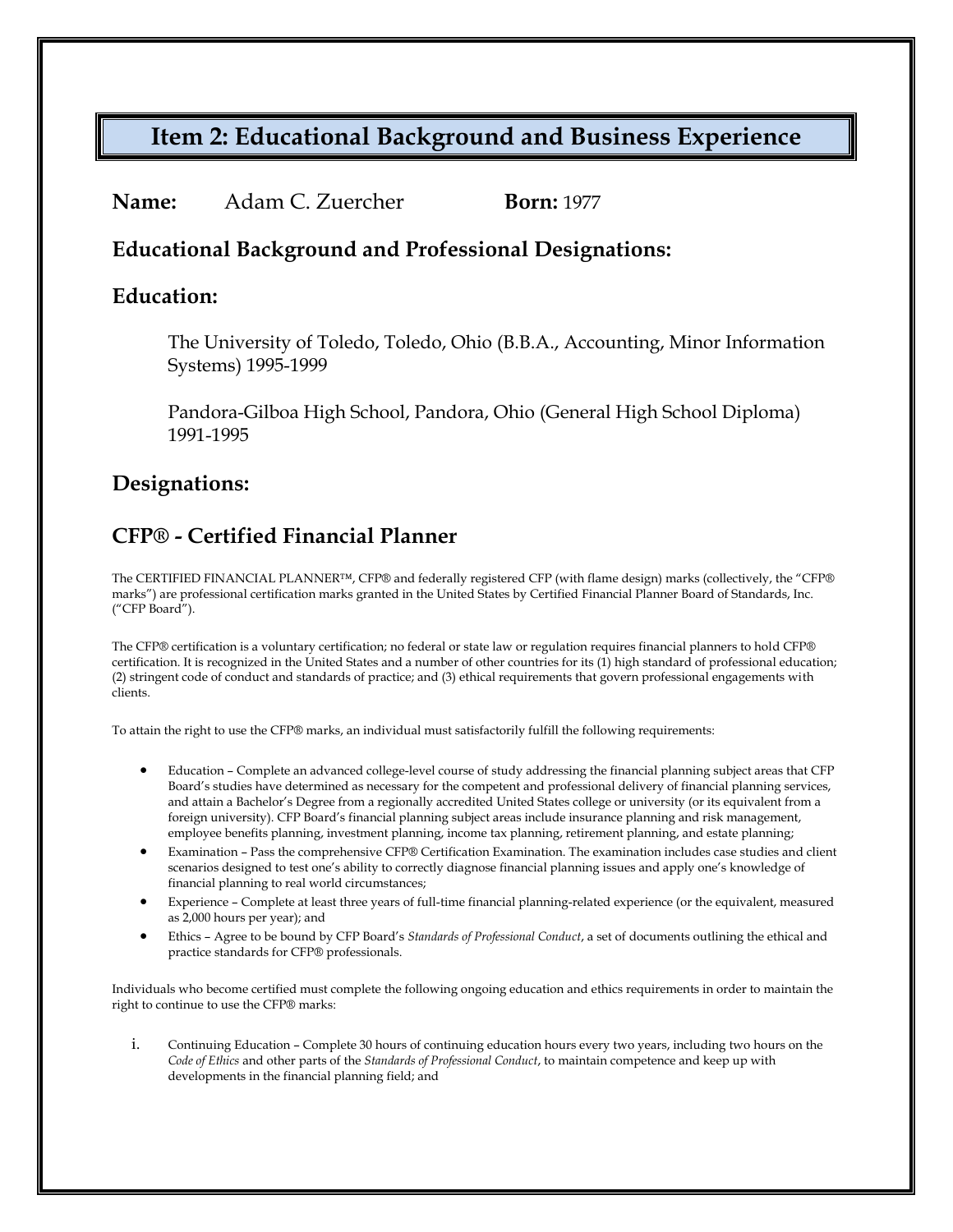## Item 2: Educational Background and Business Experience

**Name:** Adam C. Zuercher **Born:** 1977

### Educational Background and Professional Designations:

### Education:

The University of Toledo, Toledo, Ohio (B.B.A., Accounting, Minor Information Systems) 1995-1999

Pandora-Gilboa High School, Pandora, Ohio (General High School Diploma) 1991-1995

### Designations:

### CFP® - Certified Financial Planner

The CERTIFIED FINANCIAL PLANNER™, CFP® and federally registered CFP (with flame design) marks (collectively, the "CFP® marks") are professional certification marks granted in the United States by Certified Financial Planner Board of Standards, Inc. ("CFP Board").

The CFP® certification is a voluntary certification; no federal or state law or regulation requires financial planners to hold CFP® certification. It is recognized in the United States and a number of other countries for its (1) high standard of professional education; (2) stringent code of conduct and standards of practice; and (3) ethical requirements that govern professional engagements with clients.

To attain the right to use the CFP® marks, an individual must satisfactorily fulfill the following requirements:

- Education – Complete an advanced college-level course of study addressing the financial planning subject areas that CFP Board's studies have determined as necessary for the competent and professional delivery of financial planning services, and attain a Bachelor's Degree from a regionally accredited United States college or university (or its equivalent from a foreign university). CFP Board's financial planning subject areas include insurance planning and risk management, employee benefits planning, investment planning, income tax planning, retirement planning, and estate planning;
- Examination – Pass the comprehensive CFP® Certification Examination. The examination includes case studies and client scenarios designed to test one's ability to correctly diagnose financial planning issues and apply one's knowledge of financial planning to real world circumstances;
- Experience – Complete at least three years of full-time financial planning-related experience (or the equivalent, measured as 2,000 hours per year); and
- Ethics – Agree to be bound by CFP Board's *Standards of Professional Conduct*, a set of documents outlining the ethical and practice standards for CFP® professionals.

Individuals who become certified must complete the following ongoing education and ethics requirements in order to maintain the right to continue to use the CFP® marks:

i. Continuing Education – Complete 30 hours of continuing education hours every two years, including two hours on the *Code of Ethics* and other parts of the *Standards of Professional Conduct*, to maintain competence and keep up with developments in the financial planning field; and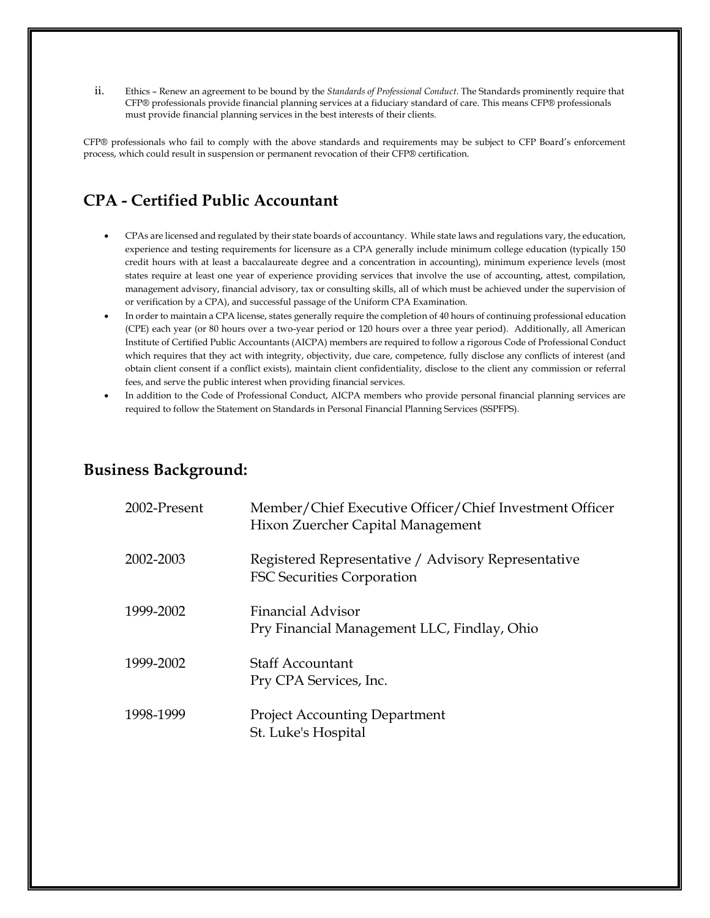ii. Ethics – Renew an agreement to be bound by the *Standards of Professional Conduct*. The Standards prominently require that CFP® professionals provide financial planning services at a fiduciary standard of care. This means CFP® professionals must provide financial planning services in the best interests of their clients.

CFP® professionals who fail to comply with the above standards and requirements may be subject to CFP Board's enforcement process, which could result in suspension or permanent revocation of their CFP® certification.

## CPA - Certified Public Accountant

- CPAs are licensed and regulated by their state boards of accountancy. While state laws and regulations vary, the education, experience and testing requirements for licensure as a CPA generally include minimum college education (typically 150 credit hours with at least a baccalaureate degree and a concentration in accounting), minimum experience levels (most states require at least one year of experience providing services that involve the use of accounting, attest, compilation, management advisory, financial advisory, tax or consulting skills, all of which must be achieved under the supervision of or verification by a CPA), and successful passage of the Uniform CPA Examination.
- In order to maintain a CPA license, states generally require the completion of 40 hours of continuing professional education (CPE) each year (or 80 hours over a two-year period or 120 hours over a three year period). Additionally, all American Institute of Certified Public Accountants (AICPA) members are required to follow a rigorous Code of Professional Conduct which requires that they act with integrity, objectivity, due care, competence, fully disclose any conflicts of interest (and obtain client consent if a conflict exists), maintain client confidentiality, disclose to the client any commission or referral fees, and serve the public interest when providing financial services.
- In addition to the Code of Professional Conduct, AICPA members who provide personal financial planning services are required to follow the Statement on Standards in Personal Financial Planning Services (SSPFPS).

## Business Background:

| | |
|---|---|
| 2002-Present | Member/Chief Executive Officer/Chief Investment Officer<br>Hixon Zuercher Capital Management |
| 2002-2003 | Registered Representative / Advisory Representative<br>FSC Securities Corporation |
| 1999-2002 | Financial Advisor<br>Pry Financial Management LLC, Findlay, Ohio |
| 1999-2002 | Staff Accountant<br>Pry CPA Services, Inc. |
| 1998-1999 | Project Accounting Department<br>St. Luke's Hospital |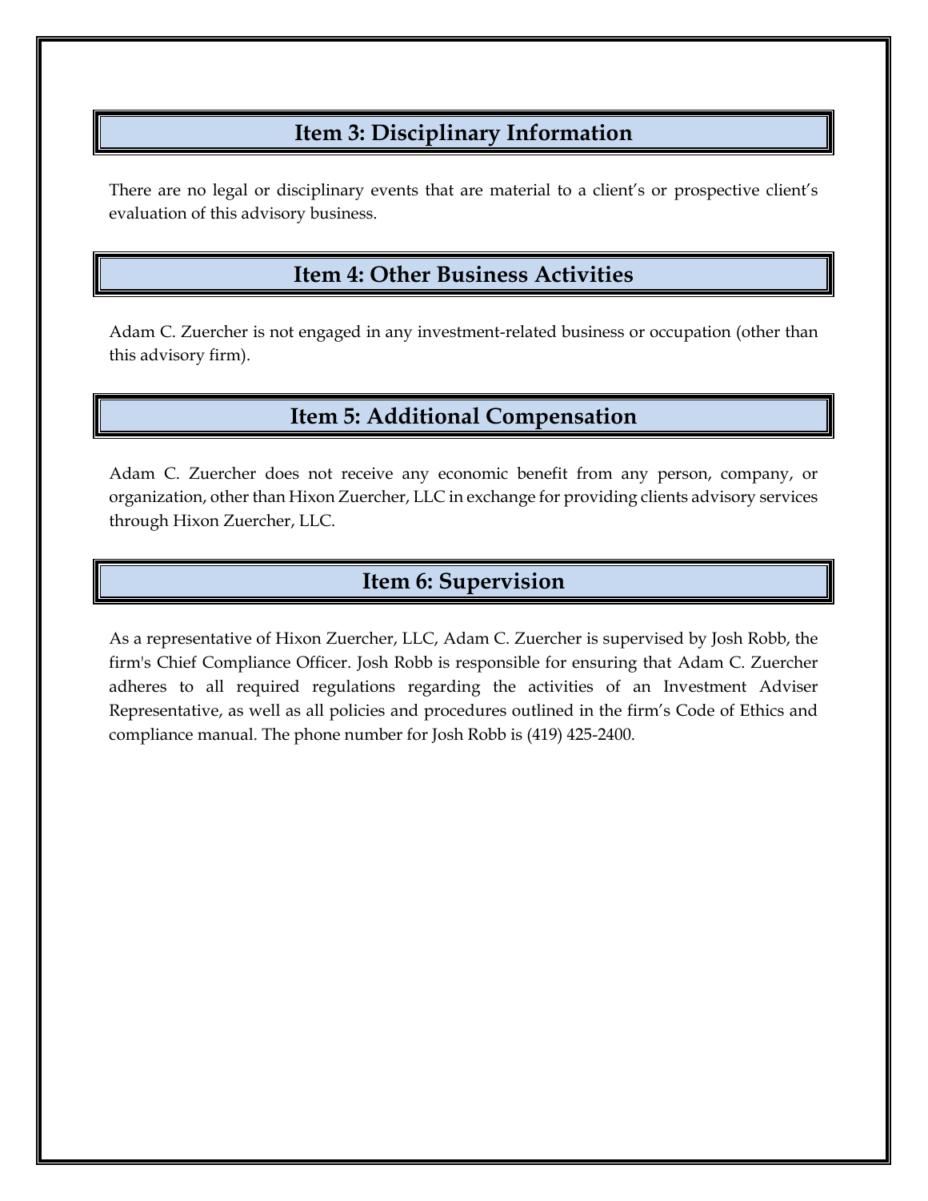## Item 3: Disciplinary Information

There are no legal or disciplinary events that are material to a client's or prospective client's evaluation of this advisory business.

## Item 4: Other Business Activities

Adam C. Zuercher is not engaged in any investment-related business or occupation (other than this advisory firm).

## Item 5: Additional Compensation

Adam C. Zuercher does not receive any economic benefit from any person, company, or organization, other than Hixon Zuercher, LLC in exchange for providing clients advisory services through Hixon Zuercher, LLC.

## Item 6: Supervision

As a representative of Hixon Zuercher, LLC, Adam C. Zuercher is supervised by Josh Robb, the firm's Chief Compliance Officer. Josh Robb is responsible for ensuring that Adam C. Zuercher adheres to all required regulations regarding the activities of an Investment Adviser Representative, as well as all policies and procedures outlined in the firm's Code of Ethics and compliance manual. The phone number for Josh Robb is (419) 425-2400.